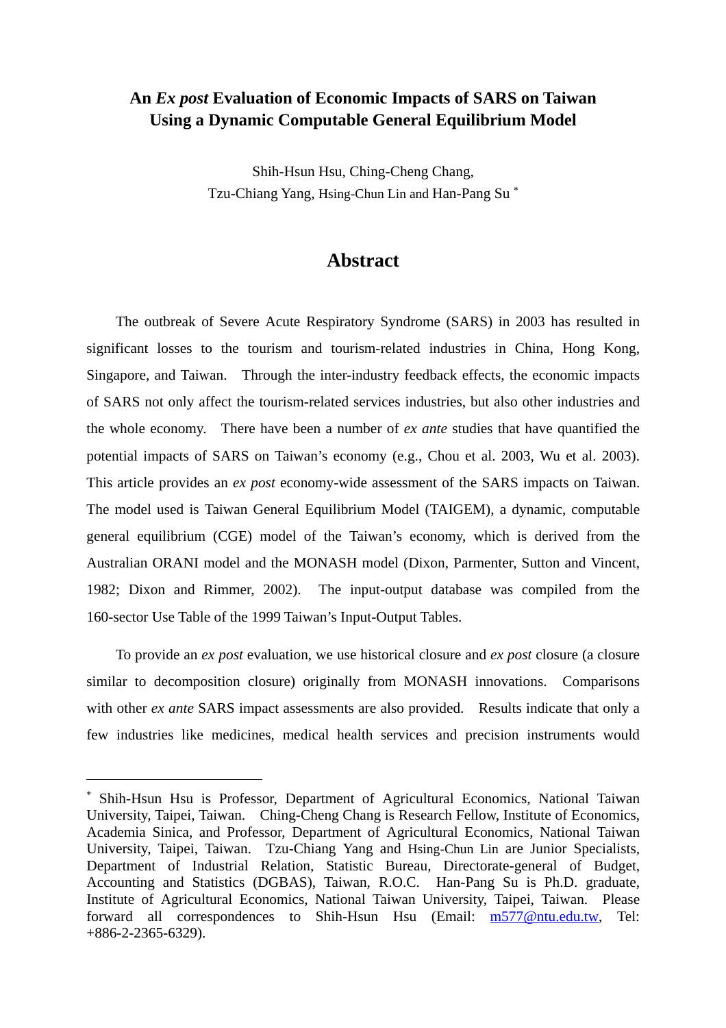# An *Ex post* Evaluation of Economic Impacts of SARS on Taiwan Using a Dynamic Computable General Equilibrium Model

Shih-Hsun Hsu, Ching-Cheng Chang,
Tzu-Chiang Yang, Hsing-Chun Lin and Han-Pang Su [*]

## Abstract

The outbreak of Severe Acute Respiratory Syndrome (SARS) in 2003 has resulted in significant losses to the tourism and tourism-related industries in China, Hong Kong, Singapore, and Taiwan. Through the inter-industry feedback effects, the economic impacts of SARS not only affect the tourism-related services industries, but also other industries and the whole economy. There have been a number of *ex ante* studies that have quantified the potential impacts of SARS on Taiwan's economy (e.g., Chou et al. 2003, Wu et al. 2003). This article provides an *ex post* economy-wide assessment of the SARS impacts on Taiwan. The model used is Taiwan General Equilibrium Model (TAIGEM), a dynamic, computable general equilibrium (CGE) model of the Taiwan's economy, which is derived from the Australian ORANI model and the MONASH model (Dixon, Parmenter, Sutton and Vincent, 1982; Dixon and Rimmer, 2002). The input-output database was compiled from the 160-sector Use Table of the 1999 Taiwan's Input-Output Tables.

To provide an *ex post* evaluation, we use historical closure and *ex post* closure (a closure similar to decomposition closure) originally from MONASH innovations. Comparisons with other *ex ante* SARS impact assessments are also provided. Results indicate that only a few industries like medicines, medical health services and precision instruments would

---

[*] Shih-Hsun Hsu is Professor, Department of Agricultural Economics, National Taiwan University, Taipei, Taiwan. Ching-Cheng Chang is Research Fellow, Institute of Economics, Academia Sinica, and Professor, Department of Agricultural Economics, National Taiwan University, Taipei, Taiwan. Tzu-Chiang Yang and Hsing-Chun Lin are Junior Specialists, Department of Industrial Relation, Statistic Bureau, Directorate-general of Budget, Accounting and Statistics (DGBAS), Taiwan, R.O.C. Han-Pang Su is Ph.D. graduate, Institute of Agricultural Economics, National Taiwan University, Taipei, Taiwan. Please forward all correspondences to Shih-Hsun Hsu (Email: m577@ntu.edu.tw, Tel: +886-2-2365-6329).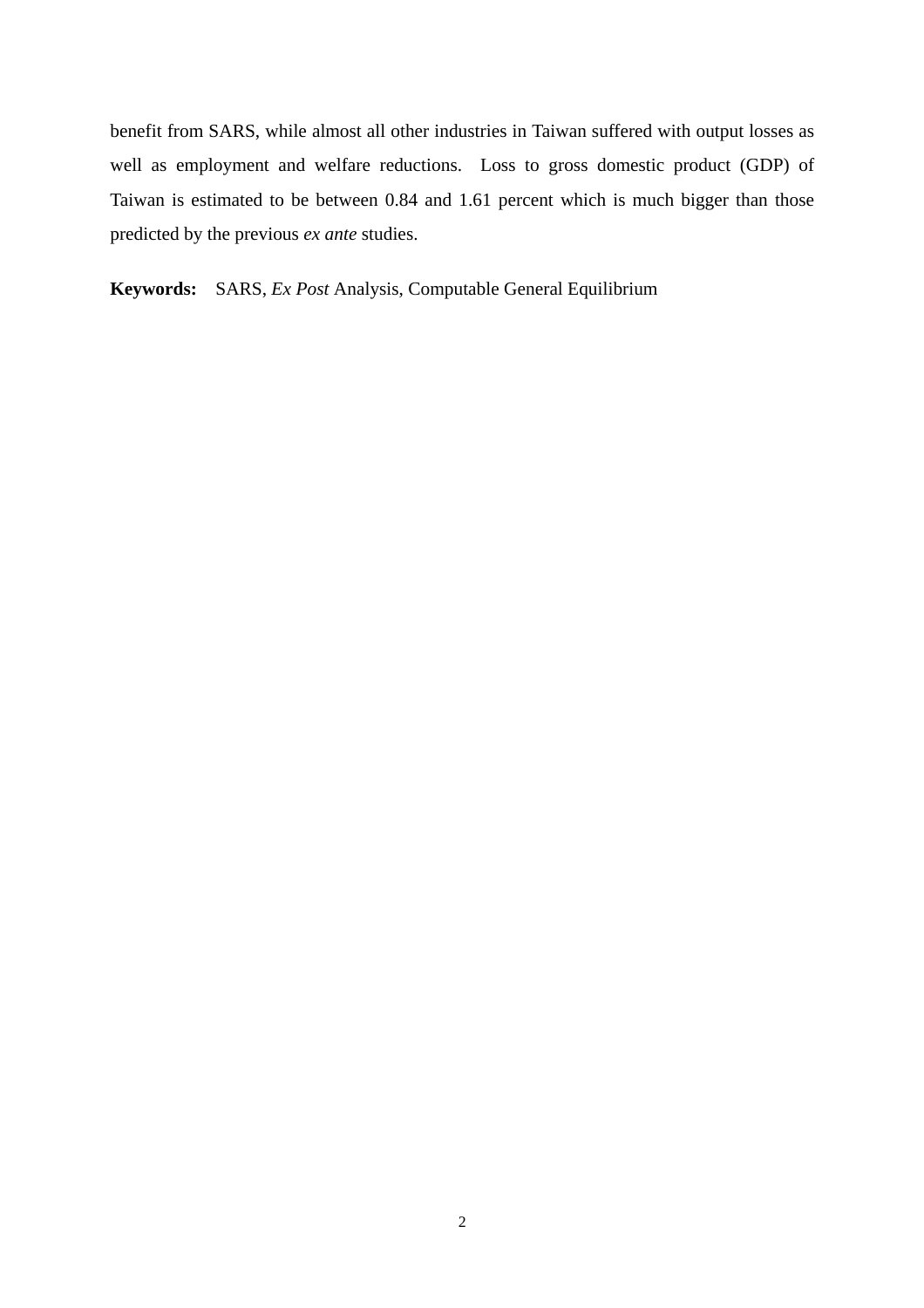benefit from SARS, while almost all other industries in Taiwan suffered with output losses as well as employment and welfare reductions. Loss to gross domestic product (GDP) of Taiwan is estimated to be between 0.84 and 1.61 percent which is much bigger than those predicted by the previous *ex ante* studies.

**Keywords:** SARS, *Ex Post* Analysis, Computable General Equilibrium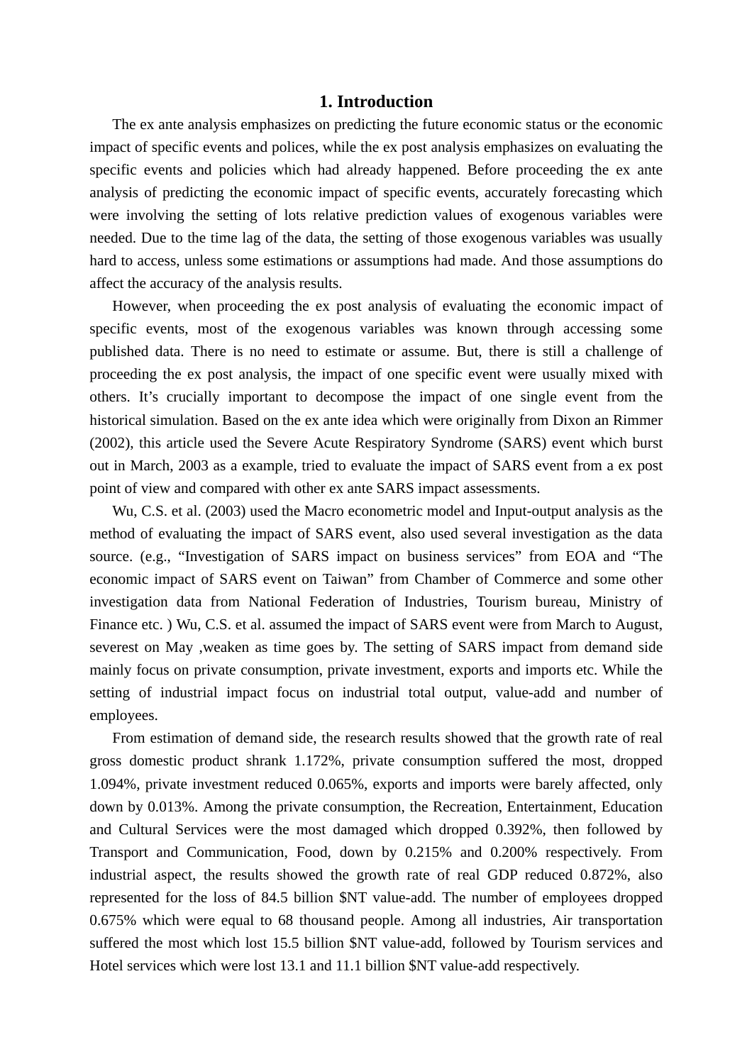## 1. Introduction

The ex ante analysis emphasizes on predicting the future economic status or the economic impact of specific events and polices, while the ex post analysis emphasizes on evaluating the specific events and policies which had already happened. Before proceeding the ex ante analysis of predicting the economic impact of specific events, accurately forecasting which were involving the setting of lots relative prediction values of exogenous variables were needed. Due to the time lag of the data, the setting of those exogenous variables was usually hard to access, unless some estimations or assumptions had made. And those assumptions do affect the accuracy of the analysis results.

However, when proceeding the ex post analysis of evaluating the economic impact of specific events, most of the exogenous variables was known through accessing some published data. There is no need to estimate or assume. But, there is still a challenge of proceeding the ex post analysis, the impact of one specific event were usually mixed with others. It's crucially important to decompose the impact of one single event from the historical simulation. Based on the ex ante idea which were originally from Dixon an Rimmer (2002), this article used the Severe Acute Respiratory Syndrome (SARS) event which burst out in March, 2003 as a example, tried to evaluate the impact of SARS event from a ex post point of view and compared with other ex ante SARS impact assessments.

Wu, C.S. et al. (2003) used the Macro econometric model and Input-output analysis as the method of evaluating the impact of SARS event, also used several investigation as the data source. (e.g., "Investigation of SARS impact on business services" from EOA and "The economic impact of SARS event on Taiwan" from Chamber of Commerce and some other investigation data from National Federation of Industries, Tourism bureau, Ministry of Finance etc. ) Wu, C.S. et al. assumed the impact of SARS event were from March to August, severest on May ,weaken as time goes by. The setting of SARS impact from demand side mainly focus on private consumption, private investment, exports and imports etc. While the setting of industrial impact focus on industrial total output, value-add and number of employees.

From estimation of demand side, the research results showed that the growth rate of real gross domestic product shrank 1.172%, private consumption suffered the most, dropped 1.094%, private investment reduced 0.065%, exports and imports were barely affected, only down by 0.013%. Among the private consumption, the Recreation, Entertainment, Education and Cultural Services were the most damaged which dropped 0.392%, then followed by Transport and Communication, Food, down by 0.215% and 0.200% respectively. From industrial aspect, the results showed the growth rate of real GDP reduced 0.872%, also represented for the loss of 84.5 billion $NT value-add. The number of employees dropped 0.675% which were equal to 68 thousand people. Among all industries, Air transportation suffered the most which lost 15.5 billion $NT value-add, followed by Tourism services and Hotel services which were lost 13.1 and 11.1 billion $NT value-add respectively.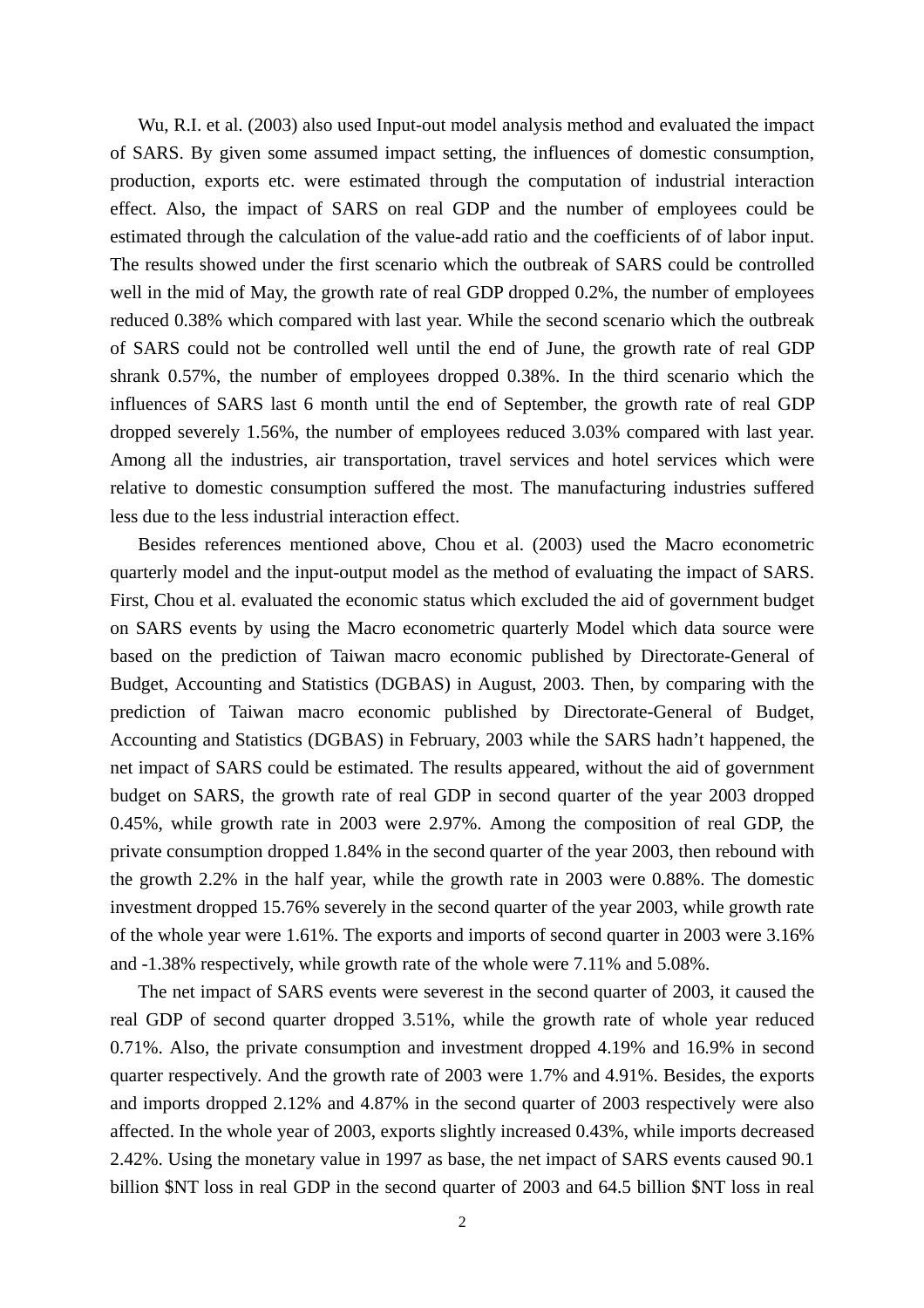Wu, R.I. et al. (2003) also used Input-out model analysis method and evaluated the impact of SARS. By given some assumed impact setting, the influences of domestic consumption, production, exports etc. were estimated through the computation of industrial interaction effect. Also, the impact of SARS on real GDP and the number of employees could be estimated through the calculation of the value-add ratio and the coefficients of of labor input. The results showed under the first scenario which the outbreak of SARS could be controlled well in the mid of May, the growth rate of real GDP dropped 0.2%, the number of employees reduced 0.38% which compared with last year. While the second scenario which the outbreak of SARS could not be controlled well until the end of June, the growth rate of real GDP shrank 0.57%, the number of employees dropped 0.38%. In the third scenario which the influences of SARS last 6 month until the end of September, the growth rate of real GDP dropped severely 1.56%, the number of employees reduced 3.03% compared with last year. Among all the industries, air transportation, travel services and hotel services which were relative to domestic consumption suffered the most. The manufacturing industries suffered less due to the less industrial interaction effect.

Besides references mentioned above, Chou et al. (2003) used the Macro econometric quarterly model and the input-output model as the method of evaluating the impact of SARS. First, Chou et al. evaluated the economic status which excluded the aid of government budget on SARS events by using the Macro econometric quarterly Model which data source were based on the prediction of Taiwan macro economic published by Directorate-General of Budget, Accounting and Statistics (DGBAS) in August, 2003. Then, by comparing with the prediction of Taiwan macro economic published by Directorate-General of Budget, Accounting and Statistics (DGBAS) in February, 2003 while the SARS hadn't happened, the net impact of SARS could be estimated. The results appeared, without the aid of government budget on SARS, the growth rate of real GDP in second quarter of the year 2003 dropped 0.45%, while growth rate in 2003 were 2.97%. Among the composition of real GDP, the private consumption dropped 1.84% in the second quarter of the year 2003, then rebound with the growth 2.2% in the half year, while the growth rate in 2003 were 0.88%. The domestic investment dropped 15.76% severely in the second quarter of the year 2003, while growth rate of the whole year were 1.61%. The exports and imports of second quarter in 2003 were 3.16% and -1.38% respectively, while growth rate of the whole were 7.11% and 5.08%.

The net impact of SARS events were severest in the second quarter of 2003, it caused the real GDP of second quarter dropped 3.51%, while the growth rate of whole year reduced 0.71%. Also, the private consumption and investment dropped 4.19% and 16.9% in second quarter respectively. And the growth rate of 2003 were 1.7% and 4.91%. Besides, the exports and imports dropped 2.12% and 4.87% in the second quarter of 2003 respectively were also affected. In the whole year of 2003, exports slightly increased 0.43%, while imports decreased 2.42%. Using the monetary value in 1997 as base, the net impact of SARS events caused 90.1 billion $NT loss in real GDP in the second quarter of 2003 and 64.5 billion $NT loss in real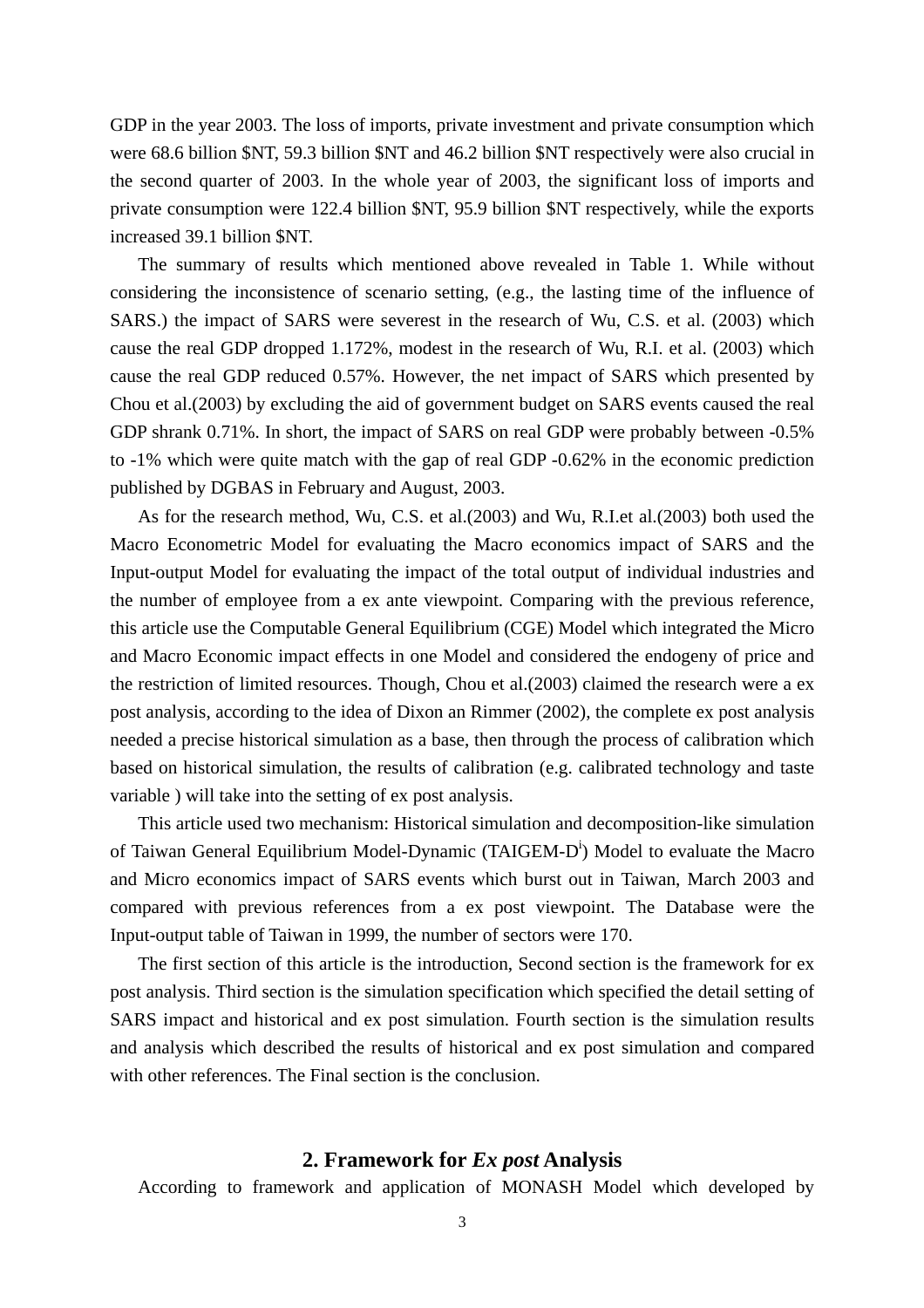GDP in the year 2003. The loss of imports, private investment and private consumption which were 68.6 billion $NT, 59.3 billion $NT and 46.2 billion $NT respectively were also crucial in the second quarter of 2003. In the whole year of 2003, the significant loss of imports and private consumption were 122.4 billion $NT, 95.9 billion $NT respectively, while the exports increased 39.1 billion $NT.

The summary of results which mentioned above revealed in Table 1. While without considering the inconsistence of scenario setting, (e.g., the lasting time of the influence of SARS.) the impact of SARS were severest in the research of Wu, C.S. et al. (2003) which cause the real GDP dropped 1.172%, modest in the research of Wu, R.I. et al. (2003) which cause the real GDP reduced 0.57%. However, the net impact of SARS which presented by Chou et al.(2003) by excluding the aid of government budget on SARS events caused the real GDP shrank 0.71%. In short, the impact of SARS on real GDP were probably between -0.5% to -1% which were quite match with the gap of real GDP -0.62% in the economic prediction published by DGBAS in February and August, 2003.

As for the research method, Wu, C.S. et al.(2003) and Wu, R.I.et al.(2003) both used the Macro Econometric Model for evaluating the Macro economics impact of SARS and the Input-output Model for evaluating the impact of the total output of individual industries and the number of employee from a ex ante viewpoint. Comparing with the previous reference, this article use the Computable General Equilibrium (CGE) Model which integrated the Micro and Macro Economic impact effects in one Model and considered the endogeny of price and the restriction of limited resources. Though, Chou et al.(2003) claimed the research were a ex post analysis, according to the idea of Dixon an Rimmer (2002), the complete ex post analysis needed a precise historical simulation as a base, then through the process of calibration which based on historical simulation, the results of calibration (e.g. calibrated technology and taste variable ) will take into the setting of ex post analysis.

This article used two mechanism: Historical simulation and decomposition-like simulation of Taiwan General Equilibrium Model-Dynamic (TAIGEM-D[i]) Model to evaluate the Macro and Micro economics impact of SARS events which burst out in Taiwan, March 2003 and compared with previous references from a ex post viewpoint. The Database were the Input-output table of Taiwan in 1999, the number of sectors were 170.

The first section of this article is the introduction, Second section is the framework for ex post analysis. Third section is the simulation specification which specified the detail setting of SARS impact and historical and ex post simulation. Fourth section is the simulation results and analysis which described the results of historical and ex post simulation and compared with other references. The Final section is the conclusion.

## 2. Framework for *Ex post* Analysis

According to framework and application of MONASH Model which developed by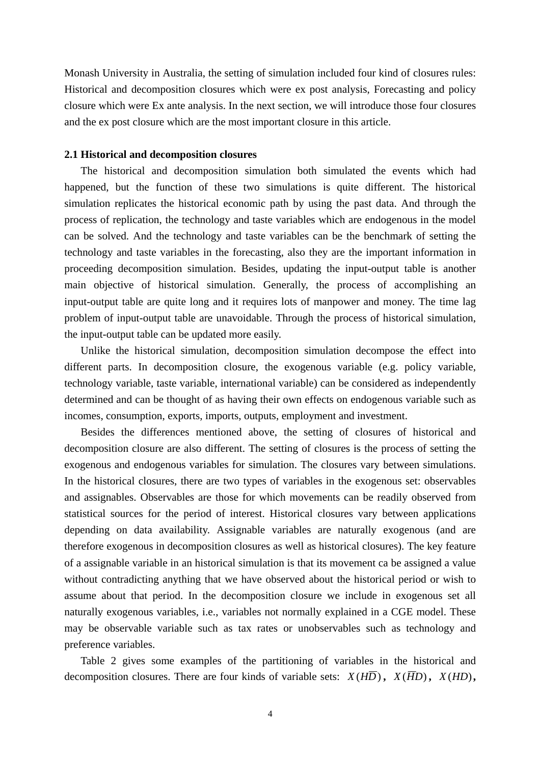Monash University in Australia, the setting of simulation included four kind of closures rules: Historical and decomposition closures which were ex post analysis, Forecasting and policy closure which were Ex ante analysis. In the next section, we will introduce those four closures and the ex post closure which are the most important closure in this article.

**2.1 Historical and decomposition closures**

The historical and decomposition simulation both simulated the events which had happened, but the function of these two simulations is quite different. The historical simulation replicates the historical economic path by using the past data. And through the process of replication, the technology and taste variables which are endogenous in the model can be solved. And the technology and taste variables can be the benchmark of setting the technology and taste variables in the forecasting, also they are the important information in proceeding decomposition simulation. Besides, updating the input-output table is another main objective of historical simulation. Generally, the process of accomplishing an input-output table are quite long and it requires lots of manpower and money. The time lag problem of input-output table are unavoidable. Through the process of historical simulation, the input-output table can be updated more easily.

Unlike the historical simulation, decomposition simulation decompose the effect into different parts. In decomposition closure, the exogenous variable (e.g. policy variable, technology variable, taste variable, international variable) can be considered as independently determined and can be thought of as having their own effects on endogenous variable such as incomes, consumption, exports, imports, outputs, employment and investment.

Besides the differences mentioned above, the setting of closures of historical and decomposition closure are also different. The setting of closures is the process of setting the exogenous and endogenous variables for simulation. The closures vary between simulations. In the historical closures, there are two types of variables in the exogenous set: observables and assignables. Observables are those for which movements can be readily observed from statistical sources for the period of interest. Historical closures vary between applications depending on data availability. Assignable variables are naturally exogenous (and are therefore exogenous in decomposition closures as well as historical closures). The key feature of a assignable variable in an historical simulation is that its movement ca be assigned a value without contradicting anything that we have observed about the historical period or wish to assume about that period. In the decomposition closure we include in exogenous set all naturally exogenous variables, i.e., variables not normally explained in a CGE model. These may be observable variable such as tax rates or unobservables such as technology and preference variables.

Table 2 gives some examples of the partitioning of variables in the historical and decomposition closures. There are four kinds of variable sets: $X(H\overline{D})$, $X(\overline{H}D)$, $X(HD)$,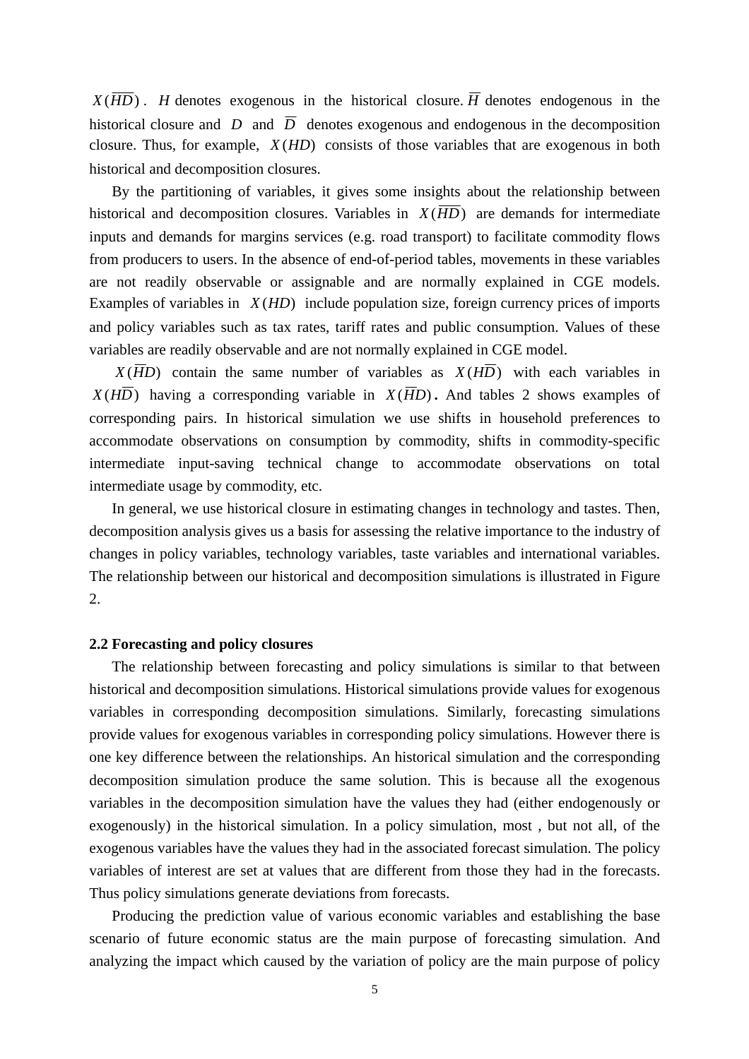$X(\overline{HD})$. $H$ denotes exogenous in the historical closure. $\overline{H}$ denotes endogenous in the historical closure and $D$ and $\overline{D}$ denotes exogenous and endogenous in the decomposition closure. Thus, for example, $X(HD)$ consists of those variables that are exogenous in both historical and decomposition closures.

By the partitioning of variables, it gives some insights about the relationship between historical and decomposition closures. Variables in $X(\overline{HD})$ are demands for intermediate inputs and demands for margins services (e.g. road transport) to facilitate commodity flows from producers to users. In the absence of end-of-period tables, movements in these variables are not readily observable or assignable and are normally explained in CGE models. Examples of variables in $X(HD)$ include population size, foreign currency prices of imports and policy variables such as tax rates, tariff rates and public consumption. Values of these variables are readily observable and are not normally explained in CGE model.

$X(\overline{H}D)$ contain the same number of variables as $X(H\overline{D})$ with each variables in $X(H\overline{D})$ having a corresponding variable in $X(\overline{H}D)$**.** And tables 2 shows examples of corresponding pairs. In historical simulation we use shifts in household preferences to accommodate observations on consumption by commodity, shifts in commodity-specific intermediate input-saving technical change to accommodate observations on total intermediate usage by commodity, etc.

In general, we use historical closure in estimating changes in technology and tastes. Then, decomposition analysis gives us a basis for assessing the relative importance to the industry of changes in policy variables, technology variables, taste variables and international variables. The relationship between our historical and decomposition simulations is illustrated in Figure 2.

**2.2 Forecasting and policy closures**

The relationship between forecasting and policy simulations is similar to that between historical and decomposition simulations. Historical simulations provide values for exogenous variables in corresponding decomposition simulations. Similarly, forecasting simulations provide values for exogenous variables in corresponding policy simulations. However there is one key difference between the relationships. An historical simulation and the corresponding decomposition simulation produce the same solution. This is because all the exogenous variables in the decomposition simulation have the values they had (either endogenously or exogenously) in the historical simulation. In a policy simulation, most , but not all, of the exogenous variables have the values they had in the associated forecast simulation. The policy variables of interest are set at values that are different from those they had in the forecasts. Thus policy simulations generate deviations from forecasts.

Producing the prediction value of various economic variables and establishing the base scenario of future economic status are the main purpose of forecasting simulation. And analyzing the impact which caused by the variation of policy are the main purpose of policy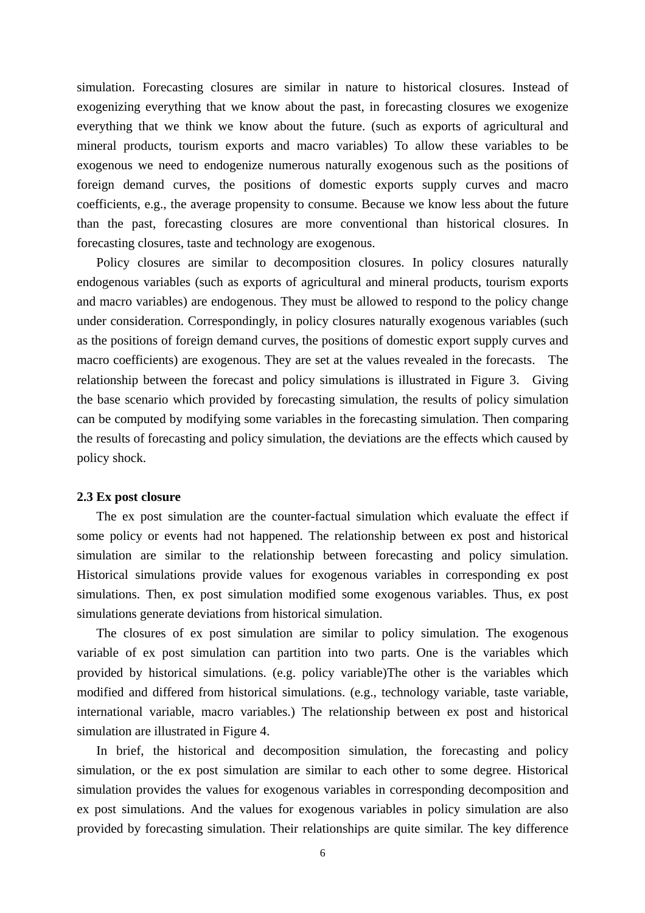simulation. Forecasting closures are similar in nature to historical closures. Instead of exogenizing everything that we know about the past, in forecasting closures we exogenize everything that we think we know about the future. (such as exports of agricultural and mineral products, tourism exports and macro variables) To allow these variables to be exogenous we need to endogenize numerous naturally exogenous such as the positions of foreign demand curves, the positions of domestic exports supply curves and macro coefficients, e.g., the average propensity to consume. Because we know less about the future than the past, forecasting closures are more conventional than historical closures. In forecasting closures, taste and technology are exogenous.

Policy closures are similar to decomposition closures. In policy closures naturally endogenous variables (such as exports of agricultural and mineral products, tourism exports and macro variables) are endogenous. They must be allowed to respond to the policy change under consideration. Correspondingly, in policy closures naturally exogenous variables (such as the positions of foreign demand curves, the positions of domestic export supply curves and macro coefficients) are exogenous. They are set at the values revealed in the forecasts. The relationship between the forecast and policy simulations is illustrated in Figure 3. Giving the base scenario which provided by forecasting simulation, the results of policy simulation can be computed by modifying some variables in the forecasting simulation. Then comparing the results of forecasting and policy simulation, the deviations are the effects which caused by policy shock.

**2.3 Ex post closure**

The ex post simulation are the counter-factual simulation which evaluate the effect if some policy or events had not happened. The relationship between ex post and historical simulation are similar to the relationship between forecasting and policy simulation. Historical simulations provide values for exogenous variables in corresponding ex post simulations. Then, ex post simulation modified some exogenous variables. Thus, ex post simulations generate deviations from historical simulation.

The closures of ex post simulation are similar to policy simulation. The exogenous variable of ex post simulation can partition into two parts. One is the variables which provided by historical simulations. (e.g. policy variable)The other is the variables which modified and differed from historical simulations. (e.g., technology variable, taste variable, international variable, macro variables.) The relationship between ex post and historical simulation are illustrated in Figure 4.

In brief, the historical and decomposition simulation, the forecasting and policy simulation, or the ex post simulation are similar to each other to some degree. Historical simulation provides the values for exogenous variables in corresponding decomposition and ex post simulations. And the values for exogenous variables in policy simulation are also provided by forecasting simulation. Their relationships are quite similar. The key difference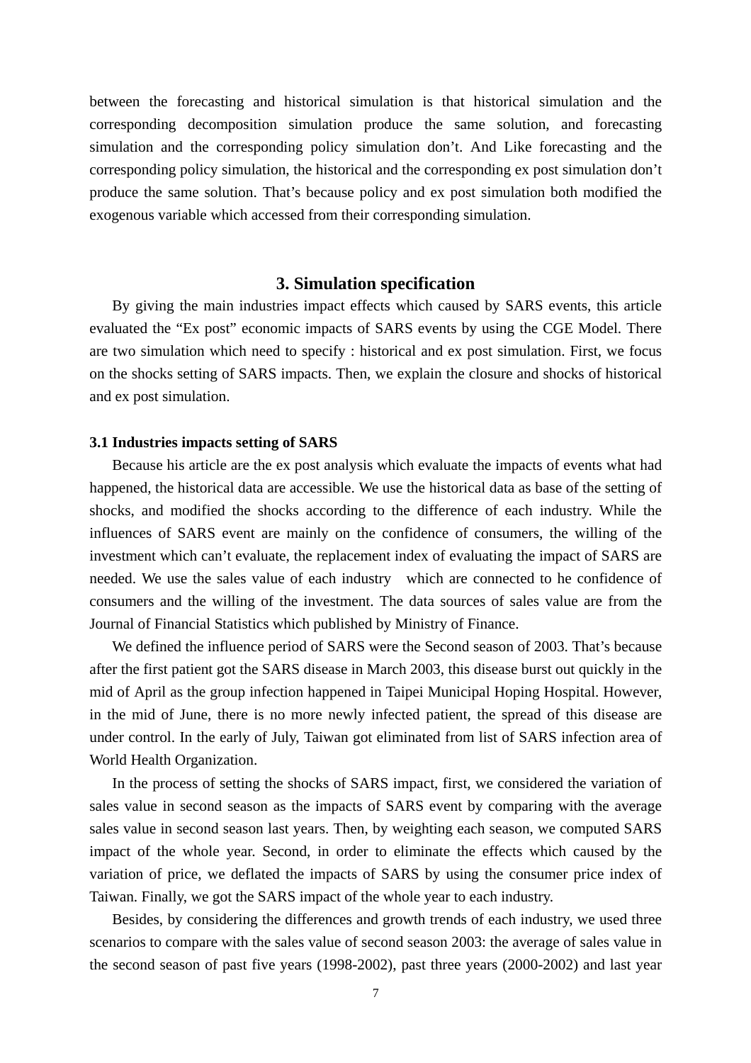between the forecasting and historical simulation is that historical simulation and the corresponding decomposition simulation produce the same solution, and forecasting simulation and the corresponding policy simulation don't. And Like forecasting and the corresponding policy simulation, the historical and the corresponding ex post simulation don't produce the same solution. That's because policy and ex post simulation both modified the exogenous variable which accessed from their corresponding simulation.

## 3. Simulation specification

By giving the main industries impact effects which caused by SARS events, this article evaluated the "Ex post" economic impacts of SARS events by using the CGE Model. There are two simulation which need to specify : historical and ex post simulation. First, we focus on the shocks setting of SARS impacts. Then, we explain the closure and shocks of historical and ex post simulation.

### 3.1 Industries impacts setting of SARS

Because his article are the ex post analysis which evaluate the impacts of events what had happened, the historical data are accessible. We use the historical data as base of the setting of shocks, and modified the shocks according to the difference of each industry. While the influences of SARS event are mainly on the confidence of consumers, the willing of the investment which can't evaluate, the replacement index of evaluating the impact of SARS are needed. We use the sales value of each industry which are connected to he confidence of consumers and the willing of the investment. The data sources of sales value are from the Journal of Financial Statistics which published by Ministry of Finance.

We defined the influence period of SARS were the Second season of 2003. That's because after the first patient got the SARS disease in March 2003, this disease burst out quickly in the mid of April as the group infection happened in Taipei Municipal Hoping Hospital. However, in the mid of June, there is no more newly infected patient, the spread of this disease are under control. In the early of July, Taiwan got eliminated from list of SARS infection area of World Health Organization.

In the process of setting the shocks of SARS impact, first, we considered the variation of sales value in second season as the impacts of SARS event by comparing with the average sales value in second season last years. Then, by weighting each season, we computed SARS impact of the whole year. Second, in order to eliminate the effects which caused by the variation of price, we deflated the impacts of SARS by using the consumer price index of Taiwan. Finally, we got the SARS impact of the whole year to each industry.

Besides, by considering the differences and growth trends of each industry, we used three scenarios to compare with the sales value of second season 2003: the average of sales value in the second season of past five years (1998-2002), past three years (2000-2002) and last year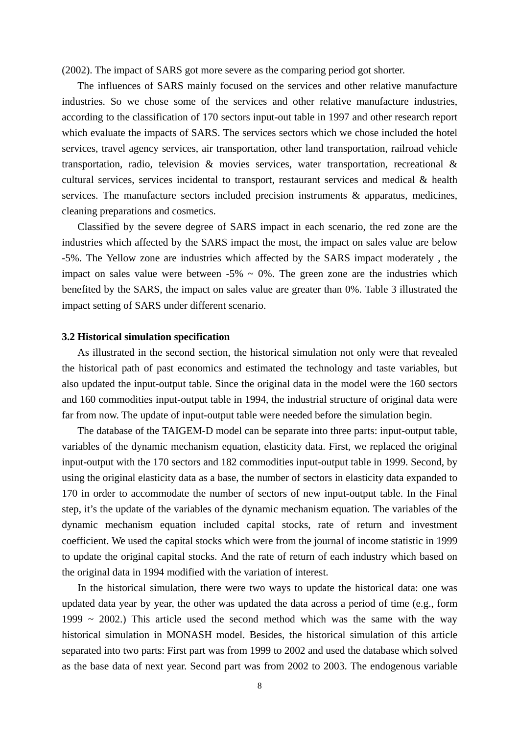(2002). The impact of SARS got more severe as the comparing period got shorter.

The influences of SARS mainly focused on the services and other relative manufacture industries. So we chose some of the services and other relative manufacture industries, according to the classification of 170 sectors input-out table in 1997 and other research report which evaluate the impacts of SARS. The services sectors which we chose included the hotel services, travel agency services, air transportation, other land transportation, railroad vehicle transportation, radio, television & movies services, water transportation, recreational & cultural services, services incidental to transport, restaurant services and medical & health services. The manufacture sectors included precision instruments & apparatus, medicines, cleaning preparations and cosmetics.

Classified by the severe degree of SARS impact in each scenario, the red zone are the industries which affected by the SARS impact the most, the impact on sales value are below -5%. The Yellow zone are industries which affected by the SARS impact moderately , the impact on sales value were between -5% ~ 0%. The green zone are the industries which benefited by the SARS, the impact on sales value are greater than 0%. Table 3 illustrated the impact setting of SARS under different scenario.

### 3.2 Historical simulation specification

As illustrated in the second section, the historical simulation not only were that revealed the historical path of past economics and estimated the technology and taste variables, but also updated the input-output table. Since the original data in the model were the 160 sectors and 160 commodities input-output table in 1994, the industrial structure of original data were far from now. The update of input-output table were needed before the simulation begin.

The database of the TAIGEM-D model can be separate into three parts: input-output table, variables of the dynamic mechanism equation, elasticity data. First, we replaced the original input-output with the 170 sectors and 182 commodities input-output table in 1999. Second, by using the original elasticity data as a base, the number of sectors in elasticity data expanded to 170 in order to accommodate the number of sectors of new input-output table. In the Final step, it's the update of the variables of the dynamic mechanism equation. The variables of the dynamic mechanism equation included capital stocks, rate of return and investment coefficient. We used the capital stocks which were from the journal of income statistic in 1999 to update the original capital stocks. And the rate of return of each industry which based on the original data in 1994 modified with the variation of interest.

In the historical simulation, there were two ways to update the historical data: one was updated data year by year, the other was updated the data across a period of time (e.g., form 1999 ~ 2002.) This article used the second method which was the same with the way historical simulation in MONASH model. Besides, the historical simulation of this article separated into two parts: First part was from 1999 to 2002 and used the database which solved as the base data of next year. Second part was from 2002 to 2003. The endogenous variable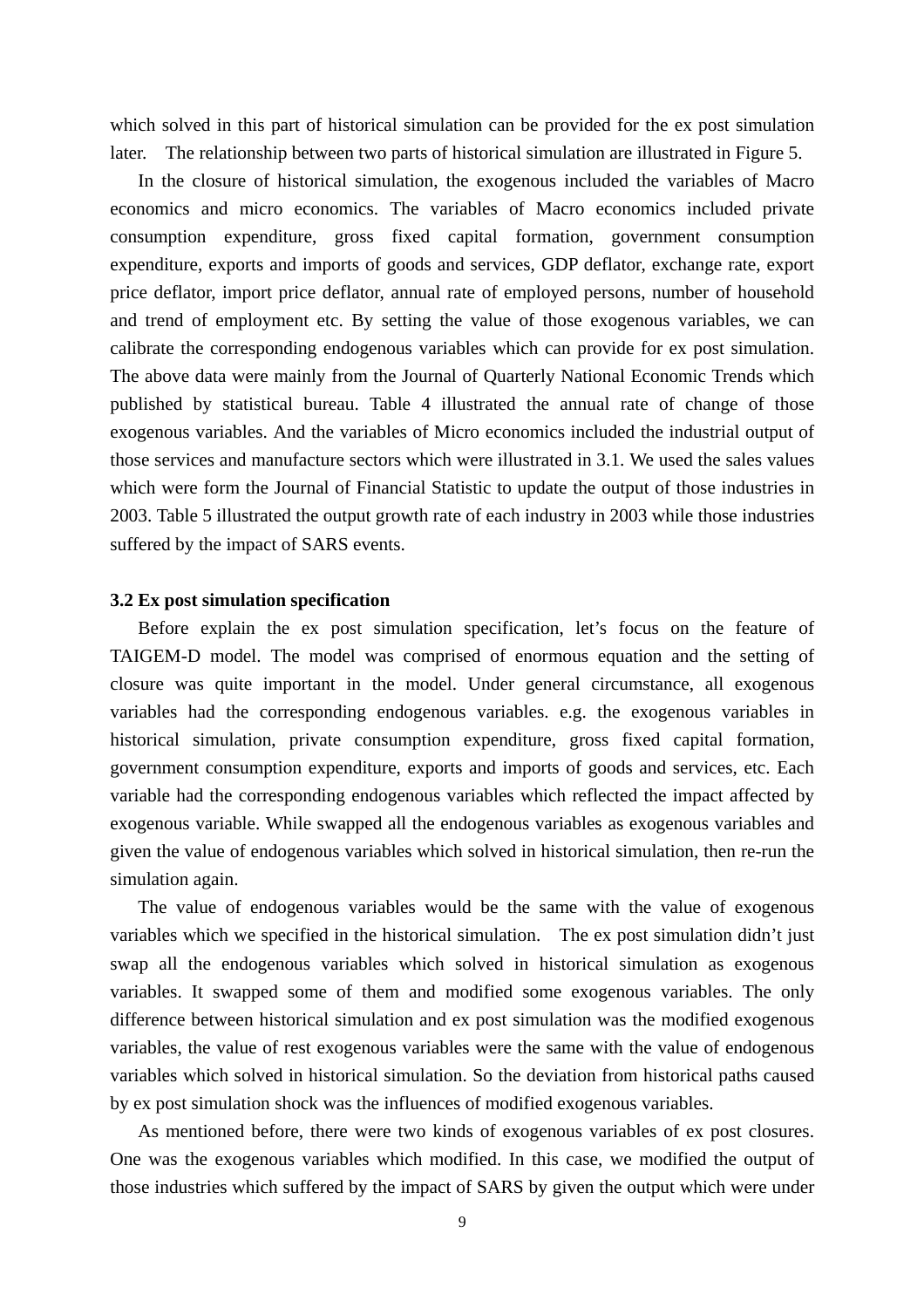which solved in this part of historical simulation can be provided for the ex post simulation later. The relationship between two parts of historical simulation are illustrated in Figure 5.

In the closure of historical simulation, the exogenous included the variables of Macro economics and micro economics. The variables of Macro economics included private consumption expenditure, gross fixed capital formation, government consumption expenditure, exports and imports of goods and services, GDP deflator, exchange rate, export price deflator, import price deflator, annual rate of employed persons, number of household and trend of employment etc. By setting the value of those exogenous variables, we can calibrate the corresponding endogenous variables which can provide for ex post simulation. The above data were mainly from the Journal of Quarterly National Economic Trends which published by statistical bureau. Table 4 illustrated the annual rate of change of those exogenous variables. And the variables of Micro economics included the industrial output of those services and manufacture sectors which were illustrated in 3.1. We used the sales values which were form the Journal of Financial Statistic to update the output of those industries in 2003. Table 5 illustrated the output growth rate of each industry in 2003 while those industries suffered by the impact of SARS events.

### 3.2 Ex post simulation specification

Before explain the ex post simulation specification, let's focus on the feature of TAIGEM-D model. The model was comprised of enormous equation and the setting of closure was quite important in the model. Under general circumstance, all exogenous variables had the corresponding endogenous variables. e.g. the exogenous variables in historical simulation, private consumption expenditure, gross fixed capital formation, government consumption expenditure, exports and imports of goods and services, etc. Each variable had the corresponding endogenous variables which reflected the impact affected by exogenous variable. While swapped all the endogenous variables as exogenous variables and given the value of endogenous variables which solved in historical simulation, then re-run the simulation again.

The value of endogenous variables would be the same with the value of exogenous variables which we specified in the historical simulation. The ex post simulation didn't just swap all the endogenous variables which solved in historical simulation as exogenous variables. It swapped some of them and modified some exogenous variables. The only difference between historical simulation and ex post simulation was the modified exogenous variables, the value of rest exogenous variables were the same with the value of endogenous variables which solved in historical simulation. So the deviation from historical paths caused by ex post simulation shock was the influences of modified exogenous variables.

As mentioned before, there were two kinds of exogenous variables of ex post closures. One was the exogenous variables which modified. In this case, we modified the output of those industries which suffered by the impact of SARS by given the output which were under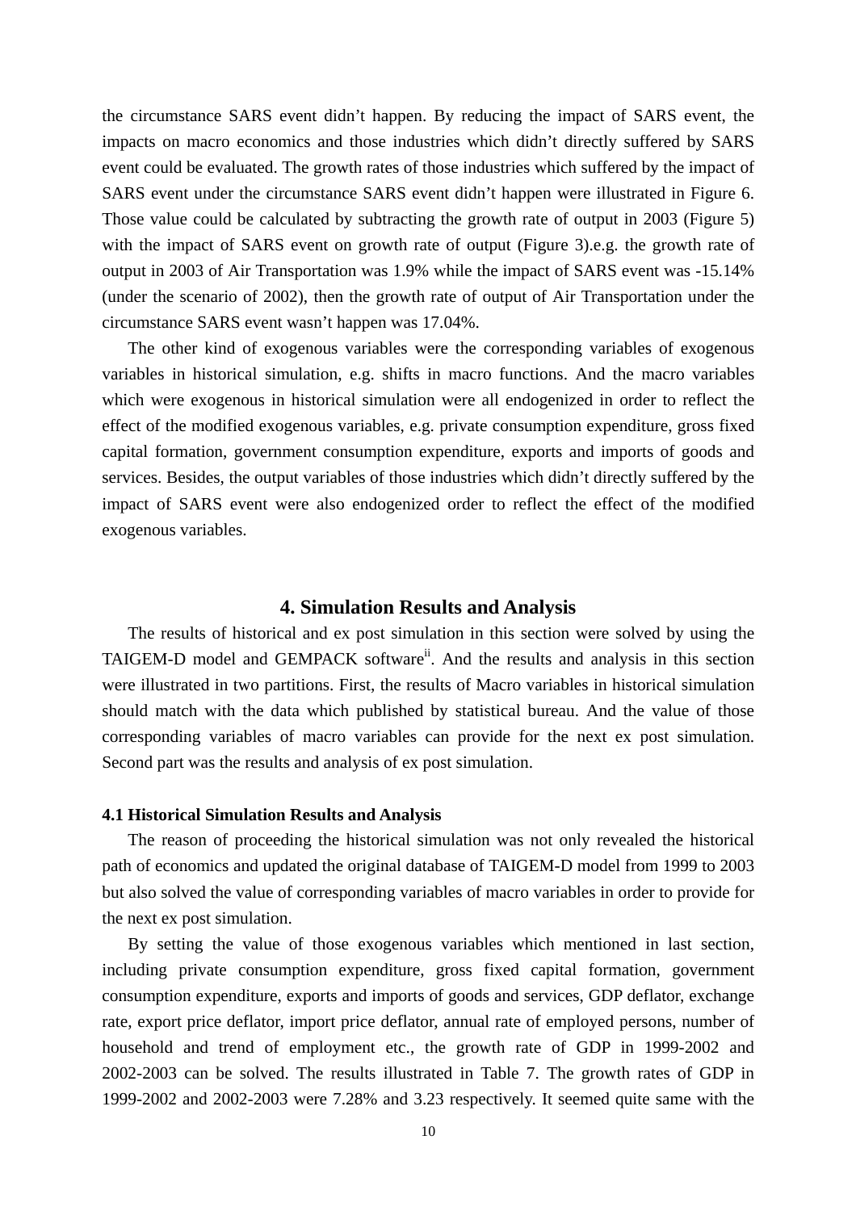the circumstance SARS event didn't happen. By reducing the impact of SARS event, the impacts on macro economics and those industries which didn't directly suffered by SARS event could be evaluated. The growth rates of those industries which suffered by the impact of SARS event under the circumstance SARS event didn't happen were illustrated in Figure 6. Those value could be calculated by subtracting the growth rate of output in 2003 (Figure 5) with the impact of SARS event on growth rate of output (Figure 3).e.g. the growth rate of output in 2003 of Air Transportation was 1.9% while the impact of SARS event was -15.14% (under the scenario of 2002), then the growth rate of output of Air Transportation under the circumstance SARS event wasn't happen was 17.04%.

The other kind of exogenous variables were the corresponding variables of exogenous variables in historical simulation, e.g. shifts in macro functions. And the macro variables which were exogenous in historical simulation were all endogenized in order to reflect the effect of the modified exogenous variables, e.g. private consumption expenditure, gross fixed capital formation, government consumption expenditure, exports and imports of goods and services. Besides, the output variables of those industries which didn't directly suffered by the impact of SARS event were also endogenized order to reflect the effect of the modified exogenous variables.

## 4. Simulation Results and Analysis

The results of historical and ex post simulation in this section were solved by using the TAIGEM-D model and GEMPACK software[ii]. And the results and analysis in this section were illustrated in two partitions. First, the results of Macro variables in historical simulation should match with the data which published by statistical bureau. And the value of those corresponding variables of macro variables can provide for the next ex post simulation. Second part was the results and analysis of ex post simulation.

### 4.1 Historical Simulation Results and Analysis

The reason of proceeding the historical simulation was not only revealed the historical path of economics and updated the original database of TAIGEM-D model from 1999 to 2003 but also solved the value of corresponding variables of macro variables in order to provide for the next ex post simulation.

By setting the value of those exogenous variables which mentioned in last section, including private consumption expenditure, gross fixed capital formation, government consumption expenditure, exports and imports of goods and services, GDP deflator, exchange rate, export price deflator, import price deflator, annual rate of employed persons, number of household and trend of employment etc., the growth rate of GDP in 1999-2002 and 2002-2003 can be solved. The results illustrated in Table 7. The growth rates of GDP in 1999-2002 and 2002-2003 were 7.28% and 3.23 respectively. It seemed quite same with the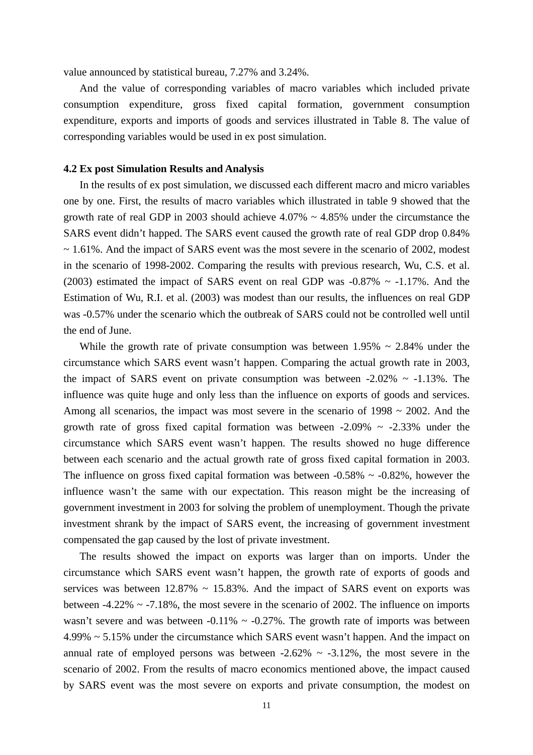value announced by statistical bureau, 7.27% and 3.24%.

And the value of corresponding variables of macro variables which included private consumption expenditure, gross fixed capital formation, government consumption expenditure, exports and imports of goods and services illustrated in Table 8. The value of corresponding variables would be used in ex post simulation.

### 4.2 Ex post Simulation Results and Analysis

In the results of ex post simulation, we discussed each different macro and micro variables one by one. First, the results of macro variables which illustrated in table 9 showed that the growth rate of real GDP in 2003 should achieve 4.07% ~ 4.85% under the circumstance the SARS event didn't happed. The SARS event caused the growth rate of real GDP drop 0.84% ~ 1.61%. And the impact of SARS event was the most severe in the scenario of 2002, modest in the scenario of 1998-2002. Comparing the results with previous research, Wu, C.S. et al. (2003) estimated the impact of SARS event on real GDP was -0.87% ~ -1.17%. And the Estimation of Wu, R.I. et al. (2003) was modest than our results, the influences on real GDP was -0.57% under the scenario which the outbreak of SARS could not be controlled well until the end of June.

While the growth rate of private consumption was between 1.95% ~ 2.84% under the circumstance which SARS event wasn't happen. Comparing the actual growth rate in 2003, the impact of SARS event on private consumption was between -2.02% ~ -1.13%. The influence was quite huge and only less than the influence on exports of goods and services. Among all scenarios, the impact was most severe in the scenario of 1998 ~ 2002. And the growth rate of gross fixed capital formation was between -2.09% ~ -2.33% under the circumstance which SARS event wasn't happen. The results showed no huge difference between each scenario and the actual growth rate of gross fixed capital formation in 2003. The influence on gross fixed capital formation was between -0.58% ~ -0.82%, however the influence wasn't the same with our expectation. This reason might be the increasing of government investment in 2003 for solving the problem of unemployment. Though the private investment shrank by the impact of SARS event, the increasing of government investment compensated the gap caused by the lost of private investment.

The results showed the impact on exports was larger than on imports. Under the circumstance which SARS event wasn't happen, the growth rate of exports of goods and services was between 12.87% ~ 15.83%. And the impact of SARS event on exports was between -4.22% ~ -7.18%, the most severe in the scenario of 2002. The influence on imports wasn't severe and was between -0.11% ~ -0.27%. The growth rate of imports was between 4.99% ~ 5.15% under the circumstance which SARS event wasn't happen. And the impact on annual rate of employed persons was between -2.62% ~ -3.12%, the most severe in the scenario of 2002. From the results of macro economics mentioned above, the impact caused by SARS event was the most severe on exports and private consumption, the modest on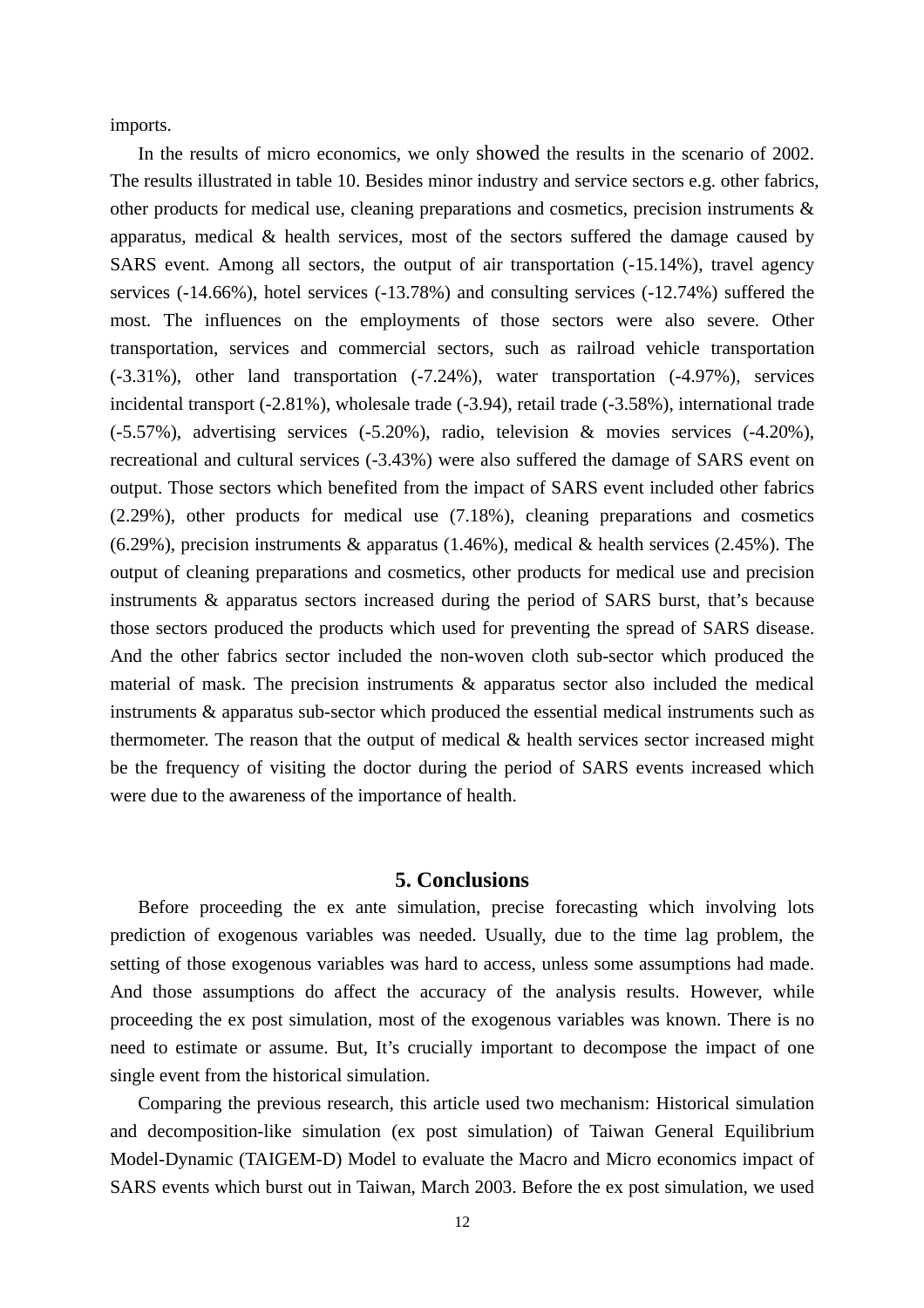imports.

In the results of micro economics, we only showed the results in the scenario of 2002. The results illustrated in table 10. Besides minor industry and service sectors e.g. other fabrics, other products for medical use, cleaning preparations and cosmetics, precision instruments & apparatus, medical & health services, most of the sectors suffered the damage caused by SARS event. Among all sectors, the output of air transportation (-15.14%), travel agency services (-14.66%), hotel services (-13.78%) and consulting services (-12.74%) suffered the most. The influences on the employments of those sectors were also severe. Other transportation, services and commercial sectors, such as railroad vehicle transportation (-3.31%), other land transportation (-7.24%), water transportation (-4.97%), services incidental transport (-2.81%), wholesale trade (-3.94), retail trade (-3.58%), international trade (-5.57%), advertising services (-5.20%), radio, television & movies services (-4.20%), recreational and cultural services (-3.43%) were also suffered the damage of SARS event on output. Those sectors which benefited from the impact of SARS event included other fabrics (2.29%), other products for medical use (7.18%), cleaning preparations and cosmetics (6.29%), precision instruments & apparatus (1.46%), medical & health services (2.45%). The output of cleaning preparations and cosmetics, other products for medical use and precision instruments & apparatus sectors increased during the period of SARS burst, that's because those sectors produced the products which used for preventing the spread of SARS disease. And the other fabrics sector included the non-woven cloth sub-sector which produced the material of mask. The precision instruments & apparatus sector also included the medical instruments & apparatus sub-sector which produced the essential medical instruments such as thermometer. The reason that the output of medical & health services sector increased might be the frequency of visiting the doctor during the period of SARS events increased which were due to the awareness of the importance of health.

## 5. Conclusions

Before proceeding the ex ante simulation, precise forecasting which involving lots prediction of exogenous variables was needed. Usually, due to the time lag problem, the setting of those exogenous variables was hard to access, unless some assumptions had made. And those assumptions do affect the accuracy of the analysis results. However, while proceeding the ex post simulation, most of the exogenous variables was known. There is no need to estimate or assume. But, It's crucially important to decompose the impact of one single event from the historical simulation.

Comparing the previous research, this article used two mechanism: Historical simulation and decomposition-like simulation (ex post simulation) of Taiwan General Equilibrium Model-Dynamic (TAIGEM-D) Model to evaluate the Macro and Micro economics impact of SARS events which burst out in Taiwan, March 2003. Before the ex post simulation, we used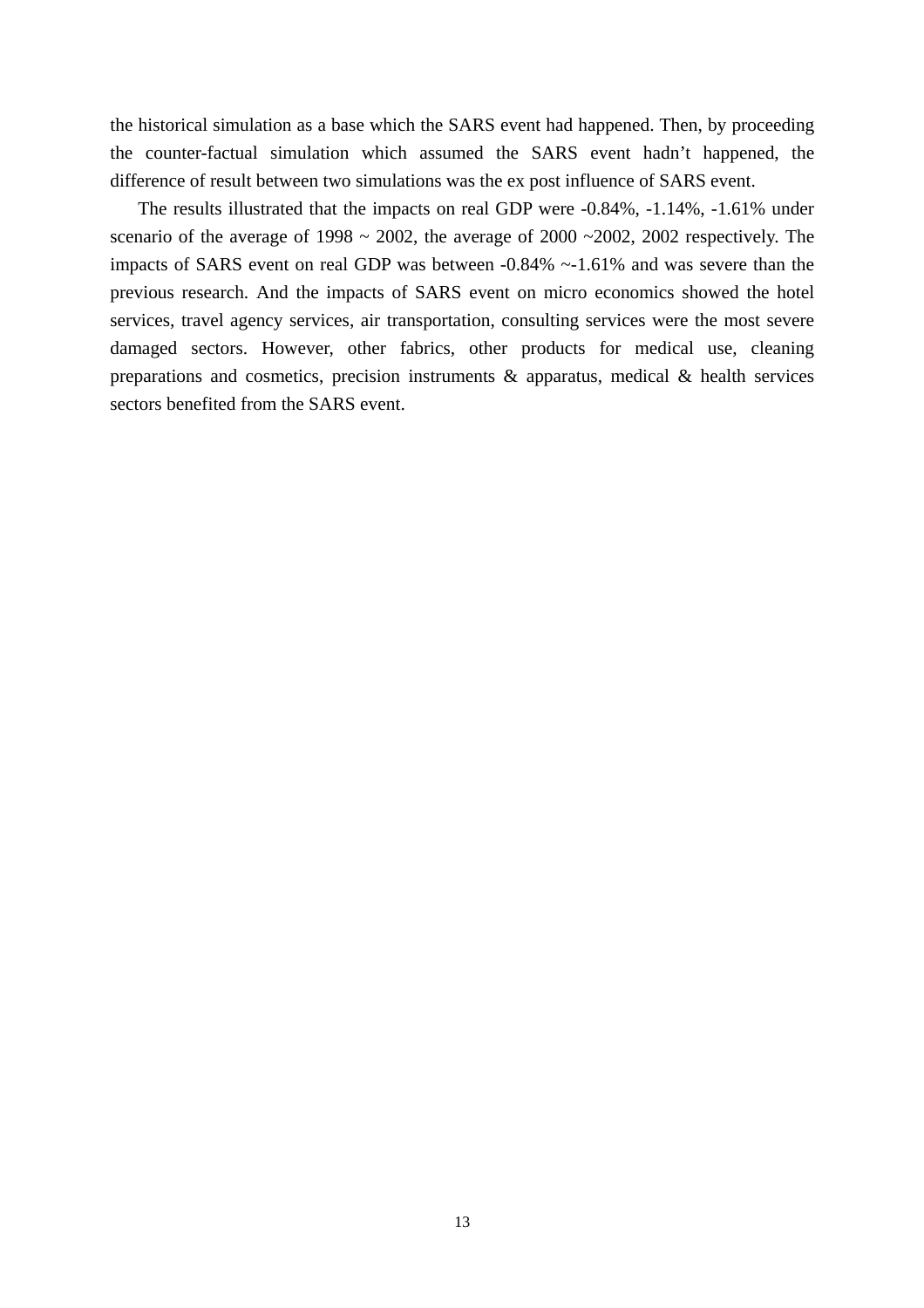the historical simulation as a base which the SARS event had happened. Then, by proceeding the counter-factual simulation which assumed the SARS event hadn't happened, the difference of result between two simulations was the ex post influence of SARS event.

The results illustrated that the impacts on real GDP were -0.84%, -1.14%, -1.61% under scenario of the average of 1998 ~ 2002, the average of 2000 ~2002, 2002 respectively. The impacts of SARS event on real GDP was between -0.84% ~-1.61% and was severe than the previous research. And the impacts of SARS event on micro economics showed the hotel services, travel agency services, air transportation, consulting services were the most severe damaged sectors. However, other fabrics, other products for medical use, cleaning preparations and cosmetics, precision instruments & apparatus, medical & health services sectors benefited from the SARS event.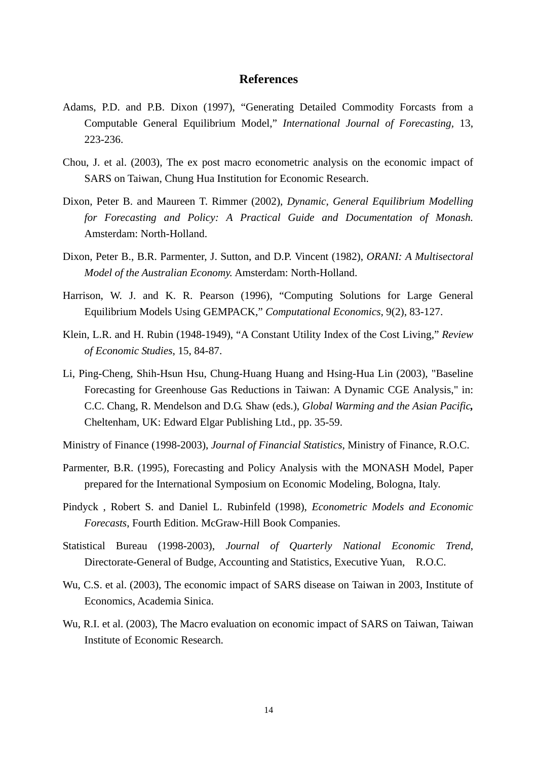# References

Adams, P.D. and P.B. Dixon (1997), "Generating Detailed Commodity Forcasts from a Computable General Equilibrium Model," *International Journal of Forecasting*, 13, 223-236.

Chou, J. et al. (2003), The ex post macro econometric analysis on the economic impact of SARS on Taiwan, Chung Hua Institution for Economic Research.

Dixon, Peter B. and Maureen T. Rimmer (2002), *Dynamic, General Equilibrium Modelling for Forecasting and Policy: A Practical Guide and Documentation of Monash.* Amsterdam: North-Holland.

Dixon, Peter B., B.R. Parmenter, J. Sutton, and D.P. Vincent (1982), *ORANI: A Multisectoral Model of the Australian Economy.* Amsterdam: North-Holland.

Harrison, W. J. and K. R. Pearson (1996), "Computing Solutions for Large General Equilibrium Models Using GEMPACK," *Computational Economics*, 9(2), 83-127.

Klein, L.R. and H. Rubin (1948-1949), "A Constant Utility Index of the Cost Living," *Review of Economic Studies*, 15, 84-87.

Li, Ping-Cheng, Shih-Hsun Hsu, Chung-Huang Huang and Hsing-Hua Lin (2003), "Baseline Forecasting for Greenhouse Gas Reductions in Taiwan: A Dynamic CGE Analysis," in: C.C. Chang, R. Mendelson and D.G. Shaw (eds.), *Global Warming and the Asian Pacific***,** Cheltenham, UK: Edward Elgar Publishing Ltd., pp. 35-59.

Ministry of Finance (1998-2003), *Journal of Financial Statistics*, Ministry of Finance, R.O.C.

Parmenter, B.R. (1995), Forecasting and Policy Analysis with the MONASH Model, Paper prepared for the International Symposium on Economic Modeling, Bologna, Italy.

Pindyck , Robert S. and Daniel L. Rubinfeld (1998), *Econometric Models and Economic Forecasts*, Fourth Edition. McGraw-Hill Book Companies.

Statistical Bureau (1998-2003), *Journal of Quarterly National Economic Trend*, Directorate-General of Budge, Accounting and Statistics, Executive Yuan, R.O.C.

Wu, C.S. et al. (2003), The economic impact of SARS disease on Taiwan in 2003, Institute of Economics, Academia Sinica.

Wu, R.I. et al. (2003), The Macro evaluation on economic impact of SARS on Taiwan, Taiwan Institute of Economic Research.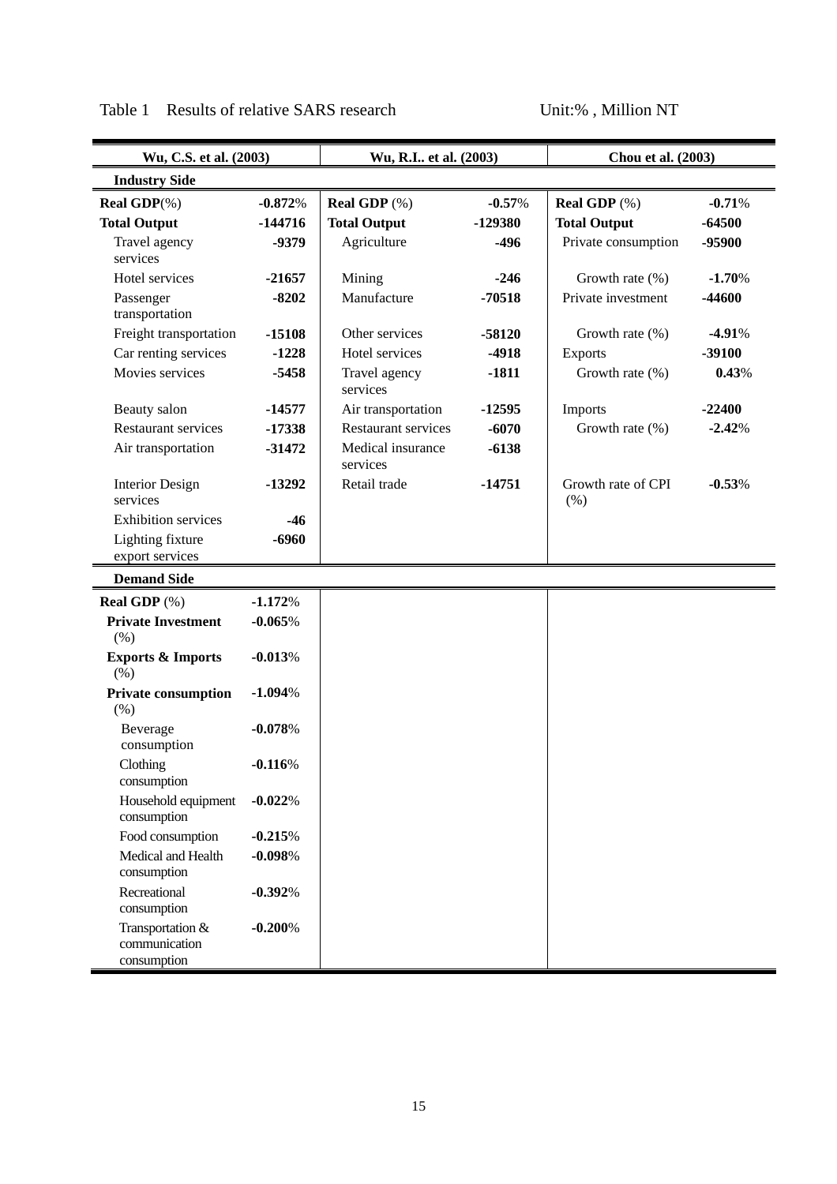Table 1 Results of relative SARS research Unit:% , Million NT

| Wu, C.S. et al. (2003) | | Wu, R.I.. et al. (2003) | | Chou et al. (2003) | |
|---|---|---|---|---|---|
| **Industry Side** | | | | | |
| **Real GDP**(%) | **-0.872**% | **Real GDP** (%) | **-0.57**% | **Real GDP** (%) | **-0.71**% |
| **Total Output** | **-144716** | **Total Output** | **-129380** | **Total Output** | **-64500** |
| Travel agency services | **-9379** | Agriculture | **-496** | Private consumption | **-95900** |
| Hotel services | **-21657** | Mining | **-246** | Growth rate (%) | **-1.70**% |
| Passenger transportation | **-8202** | Manufacture | **-70518** | Private investment | **-44600** |
| Freight transportation | **-15108** | Other services | **-58120** | Growth rate (%) | **-4.91**% |
| Car renting services | **-1228** | Hotel services | **-4918** | Exports | **-39100** |
| Movies services | **-5458** | Travel agency services | **-1811** | Growth rate (%) | **0.43**% |
| Beauty salon | **-14577** | Air transportation | **-12595** | Imports | **-22400** |
| Restaurant services | **-17338** | Restaurant services | **-6070** | Growth rate (%) | **-2.42**% |
| Air transportation | **-31472** | Medical insurance services | **-6138** | | |
| Interior Design services | **-13292** | Retail trade | **-14751** | Growth rate of CPI (%) | **-0.53**% |
| Exhibition services | **-46** | | | | |
| Lighting fixture export services | **-6960** | | | | |
| **Demand Side** | | | | | |
| **Real GDP** (%) | **-1.172**% | | | | |
| **Private Investment** (%) | **-0.065**% | | | | |
| **Exports & Imports** (%) | **-0.013**% | | | | |
| **Private consumption** (%) | **-1.094**% | | | | |
| Beverage consumption | **-0.078**% | | | | |
| Clothing consumption | **-0.116**% | | | | |
| Household equipment consumption | **-0.022**% | | | | |
| Food consumption | **-0.215**% | | | | |
| Medical and Health consumption | **-0.098**% | | | | |
| Recreational consumption | **-0.392**% | | | | |
| Transportation & communication consumption | **-0.200**% | | | | |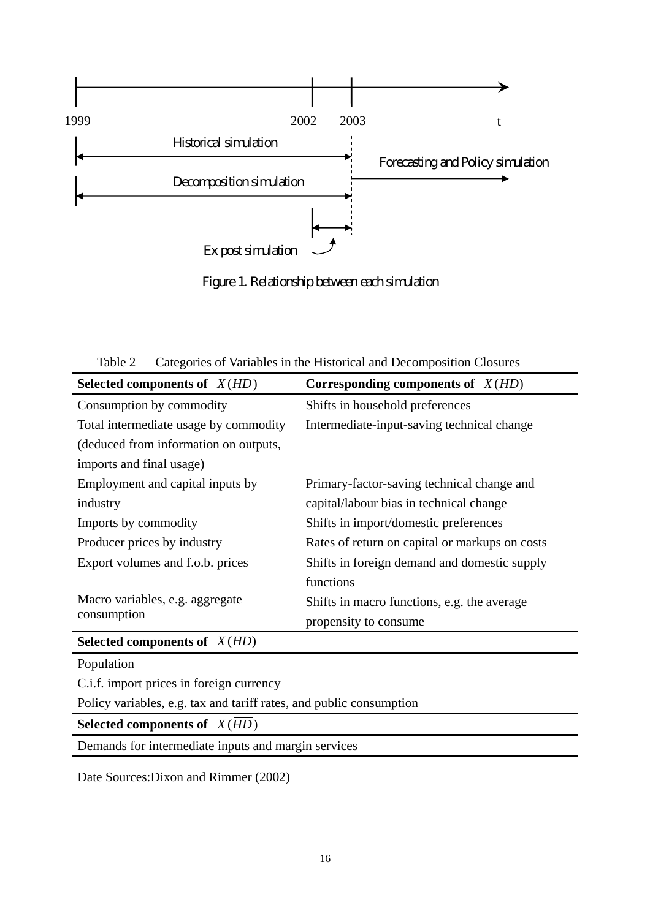1999 2002 2003 t

Historical simulation

Forecasting and Policy simulation

Decomposition simulation

Ex post simulation

Figure 1. Relationship between each simulation

Table 2 Categories of Variables in the Historical and Decomposition Closures

| **Selected components of** $X(H\overline{D})$ | **Corresponding components of** $X(\overline{H}D)$ |
|---|---|
| Consumption by commodity | Shifts in household preferences |
| Total intermediate usage by commodity (deduced from information on outputs, imports and final usage) | Intermediate-input-saving technical change |
| Employment and capital inputs by industry | Primary-factor-saving technical change and capital/labour bias in technical change |
| Imports by commodity | Shifts in import/domestic preferences |
| Producer prices by industry | Rates of return on capital or markups on costs |
| Export volumes and f.o.b. prices | Shifts in foreign demand and domestic supply functions |
| Macro variables, e.g. aggregate consumption | Shifts in macro functions, e.g. the average propensity to consume |
| **Selected components of** $X(HD)$ | |
| Population | |
| C.i.f. import prices in foreign currency | |
| Policy variables, e.g. tax and tariff rates, and public consumption | |
| **Selected components of** $X(\overline{HD})$ | |
| Demands for intermediate inputs and margin services | |

Date Sources:Dixon and Rimmer (2002)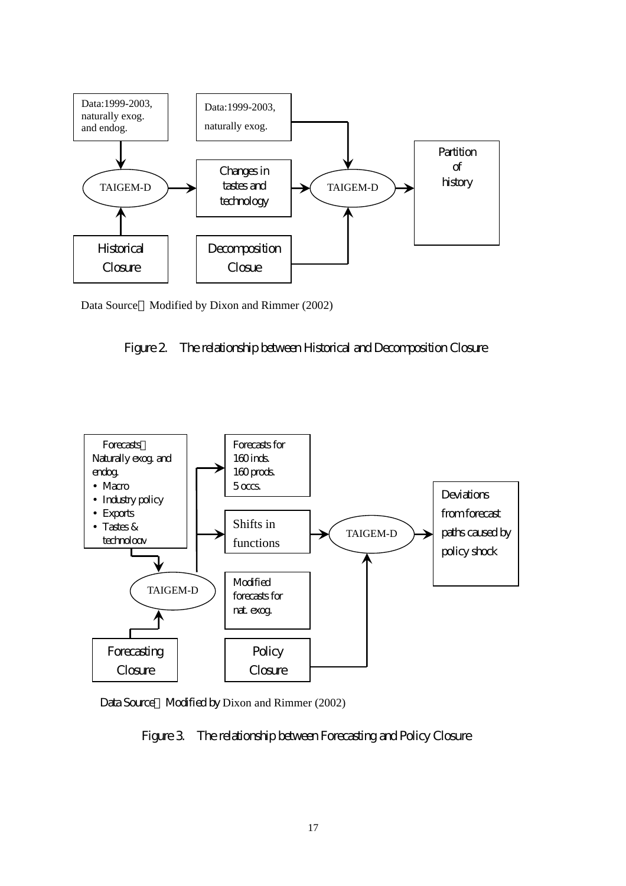Data:1999-2003, naturally exog. and endog.

Data:1999-2003, naturally exog.

TAIGEM-D

Changes in tastes and technology

TAIGEM-D

Partition of history

Historical Closure

Decomposition Closue

Data Source：Modified by Dixon and Rimmer (2002)

Figure 2. The relationship between Historical and Decomposition Closure

Forecasts：Naturally exog. and endog.
- Macro
- Industry policy
- Exports
- Tastes & technology

Forecasts for 160 inds. 160 prods. 5 occs.

Shifts in functions

Modified forecasts for nat. exog.

TAIGEM-D

TAIGEM-D

Deviations from forecast paths caused by policy shock

Forecasting Closure

Policy Closure

Data Source：Modified by Dixon and Rimmer (2002)

Figure 3. The relationship between Forecasting and Policy Closure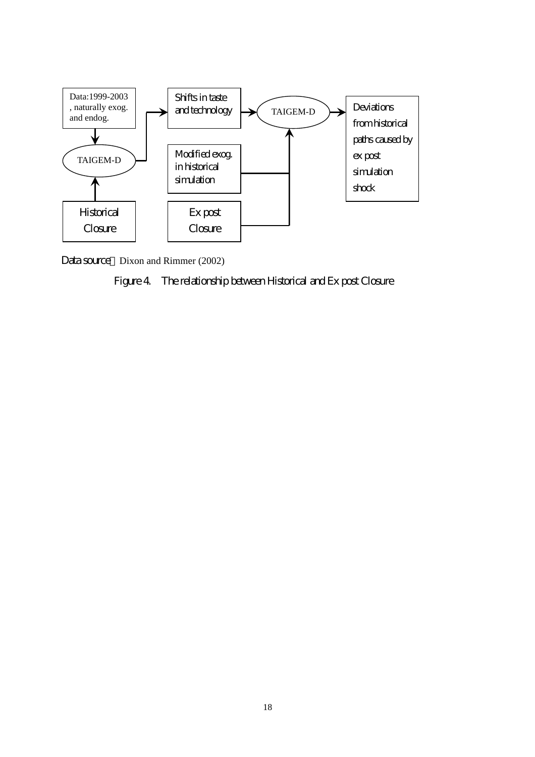Data:1999-2003, naturally exog. and endog.

TAIGEM-D

Historical Closure

Shifts in taste and technology

Modified exog. in historical simulation

Ex post Closure

TAIGEM-D

Deviations from historical paths caused by ex post simulation shock

Data source：Dixon and Rimmer (2002)

Figure 4. The relationship between Historical and Ex post Closure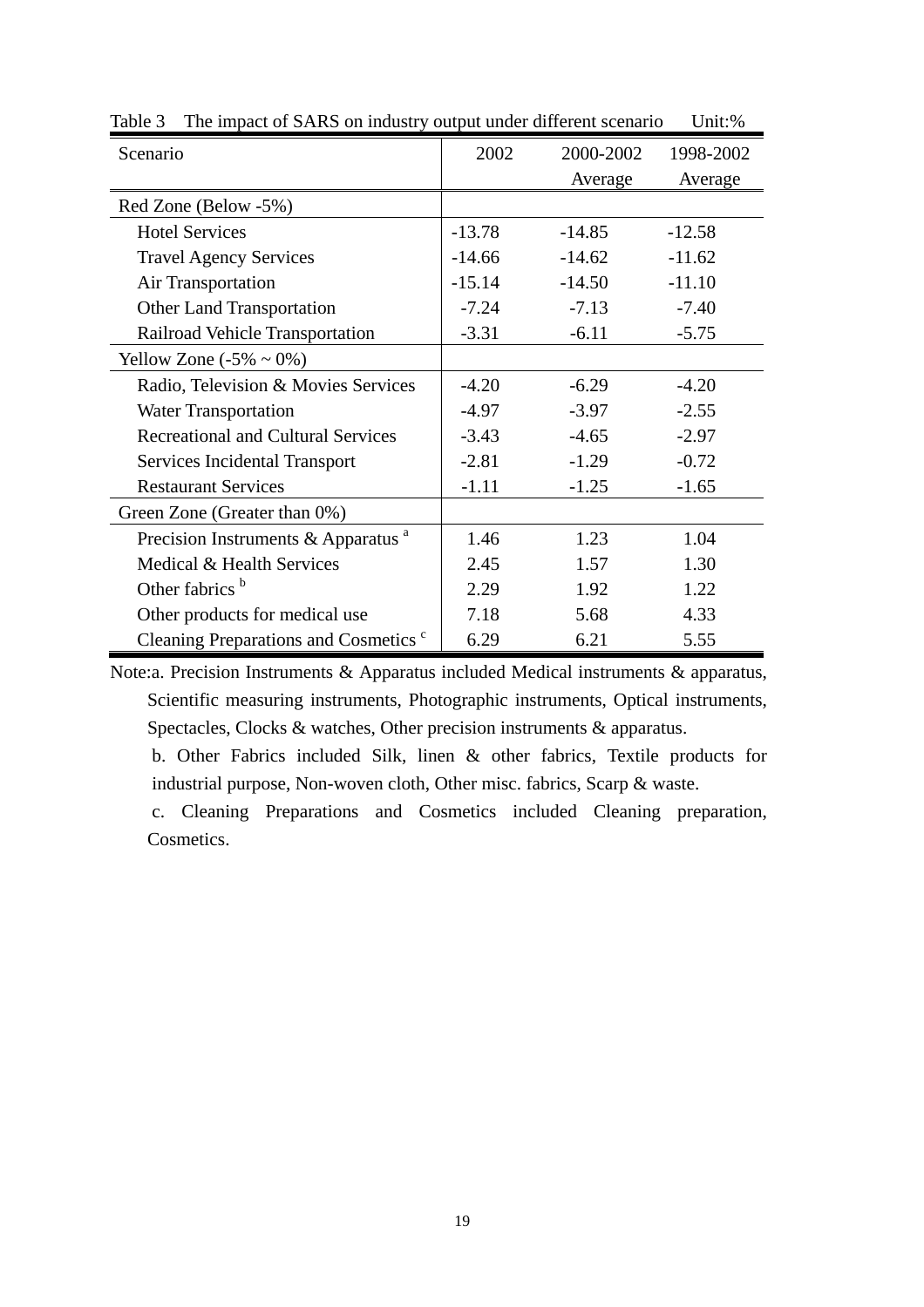Table 3 The impact of SARS on industry output under different scenario Unit:%

| Scenario | 2002 | 2000-2002 Average | 1998-2002 Average |
|---|---|---|---|
| Red Zone (Below -5%) | | | |
| Hotel Services | -13.78 | -14.85 | -12.58 |
| Travel Agency Services | -14.66 | -14.62 | -11.62 |
| Air Transportation | -15.14 | -14.50 | -11.10 |
| Other Land Transportation | -7.24 | -7.13 | -7.40 |
| Railroad Vehicle Transportation | -3.31 | -6.11 | -5.75 |
| Yellow Zone (-5% ~ 0%) | | | |
| Radio, Television & Movies Services | -4.20 | -6.29 | -4.20 |
| Water Transportation | -4.97 | -3.97 | -2.55 |
| Recreational and Cultural Services | -3.43 | -4.65 | -2.97 |
| Services Incidental Transport | -2.81 | -1.29 | -0.72 |
| Restaurant Services | -1.11 | -1.25 | -1.65 |
| Green Zone (Greater than 0%) | | | |
| Precision Instruments & Apparatus [a] | 1.46 | 1.23 | 1.04 |
| Medical & Health Services | 2.45 | 1.57 | 1.30 |
| Other fabrics [b] | 2.29 | 1.92 | 1.22 |
| Other products for medical use | 7.18 | 5.68 | 4.33 |
| Cleaning Preparations and Cosmetics [c] | 6.29 | 6.21 | 5.55 |

Note:a. Precision Instruments & Apparatus included Medical instruments & apparatus, Scientific measuring instruments, Photographic instruments, Optical instruments, Spectacles, Clocks & watches, Other precision instruments & apparatus.

b. Other Fabrics included Silk, linen & other fabrics, Textile products for industrial purpose, Non-woven cloth, Other misc. fabrics, Scarp & waste.

c. Cleaning Preparations and Cosmetics included Cleaning preparation, Cosmetics.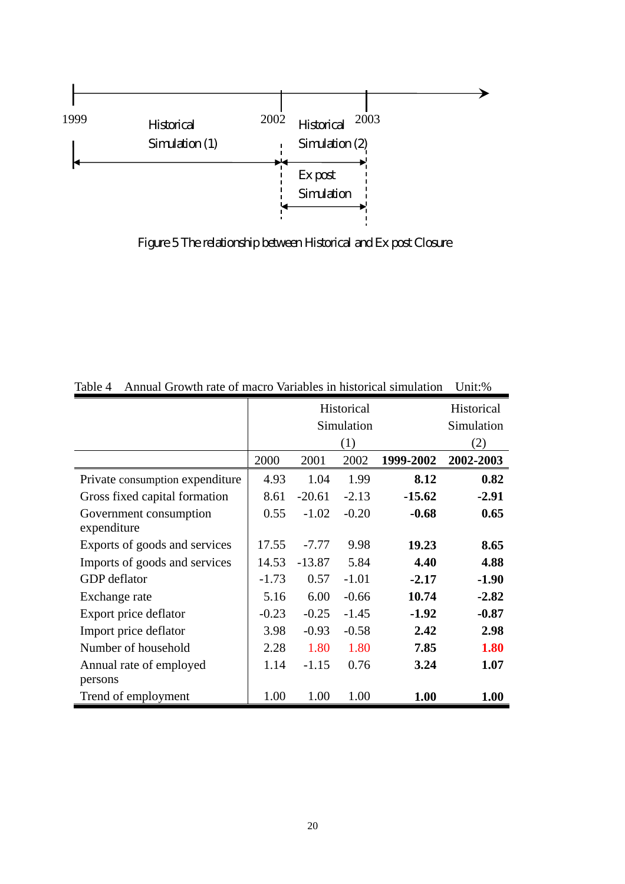1999 — Historical Simulation (1) — 2002 — Historical Simulation (2) — 2003

Ex post Simulation (2002–2003)

Figure 5 The relationship between Historical and Ex post Closure

Table 4 Annual Growth rate of macro Variables in historical simulation Unit:%

| | Historical Simulation (1) | | | | Historical Simulation (2) |
|---|---|---|---|---|---|
| | 2000 | 2001 | 2002 | **1999-2002** | **2002-2003** |
| Private consumption expenditure | 4.93 | 1.04 | 1.99 | **8.12** | **0.82** |
| Gross fixed capital formation | 8.61 | -20.61 | -2.13 | **-15.62** | **-2.91** |
| Government consumption expenditure | 0.55 | -1.02 | -0.20 | **-0.68** | **0.65** |
| Exports of goods and services | 17.55 | -7.77 | 9.98 | **19.23** | **8.65** |
| Imports of goods and services | 14.53 | -13.87 | 5.84 | **4.40** | **4.88** |
| GDP deflator | -1.73 | 0.57 | -1.01 | **-2.17** | **-1.90** |
| Exchange rate | 5.16 | 6.00 | -0.66 | **10.74** | **-2.82** |
| Export price deflator | -0.23 | -0.25 | -1.45 | **-1.92** | **-0.87** |
| Import price deflator | 3.98 | -0.93 | -0.58 | **2.42** | **2.98** |
| Number of household | 2.28 | 1.80 | 1.80 | **7.85** | **1.80** |
| Annual rate of employed persons | 1.14 | -1.15 | 0.76 | **3.24** | **1.07** |
| Trend of employment | 1.00 | 1.00 | 1.00 | **1.00** | **1.00** |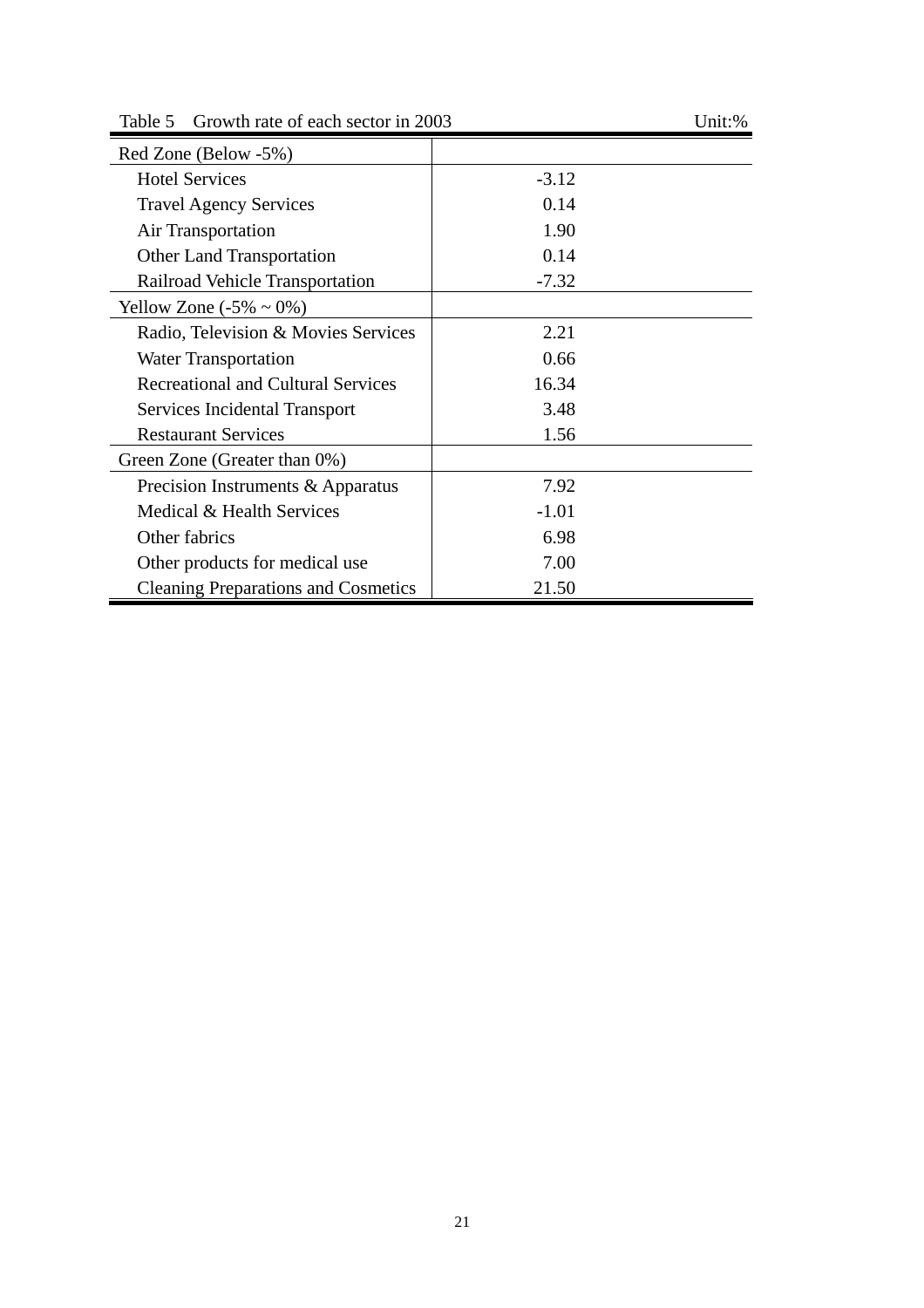Table 5　Growth rate of each sector in 2003　　Unit:%

| | |
|---|---|
| Red Zone (Below -5%) | |
| Hotel Services | -3.12 |
| Travel Agency Services | 0.14 |
| Air Transportation | 1.90 |
| Other Land Transportation | 0.14 |
| Railroad Vehicle Transportation | -7.32 |
| Yellow Zone (-5% ~ 0%) | |
| Radio, Television & Movies Services | 2.21 |
| Water Transportation | 0.66 |
| Recreational and Cultural Services | 16.34 |
| Services Incidental Transport | 3.48 |
| Restaurant Services | 1.56 |
| Green Zone (Greater than 0%) | |
| Precision Instruments & Apparatus | 7.92 |
| Medical & Health Services | -1.01 |
| Other fabrics | 6.98 |
| Other products for medical use | 7.00 |
| Cleaning Preparations and Cosmetics | 21.50 |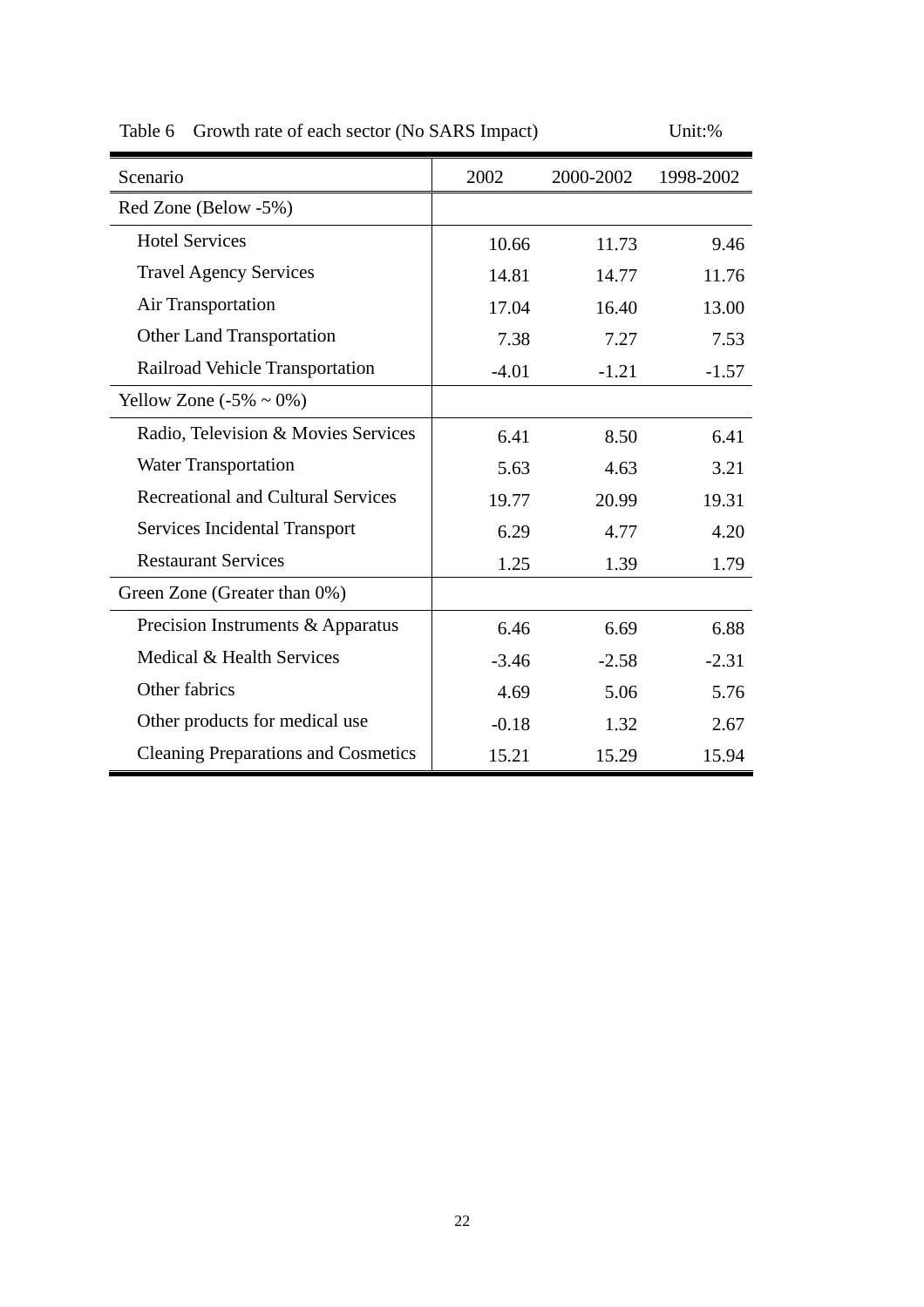Table 6 Growth rate of each sector (No SARS Impact) Unit:%

| Scenario | 2002 | 2000-2002 | 1998-2002 |
|---|---|---|---|
| Red Zone (Below -5%) | | | |
| Hotel Services | 10.66 | 11.73 | 9.46 |
| Travel Agency Services | 14.81 | 14.77 | 11.76 |
| Air Transportation | 17.04 | 16.40 | 13.00 |
| Other Land Transportation | 7.38 | 7.27 | 7.53 |
| Railroad Vehicle Transportation | -4.01 | -1.21 | -1.57 |
| Yellow Zone (-5% ~ 0%) | | | |
| Radio, Television & Movies Services | 6.41 | 8.50 | 6.41 |
| Water Transportation | 5.63 | 4.63 | 3.21 |
| Recreational and Cultural Services | 19.77 | 20.99 | 19.31 |
| Services Incidental Transport | 6.29 | 4.77 | 4.20 |
| Restaurant Services | 1.25 | 1.39 | 1.79 |
| Green Zone (Greater than 0%) | | | |
| Precision Instruments & Apparatus | 6.46 | 6.69 | 6.88 |
| Medical & Health Services | -3.46 | -2.58 | -2.31 |
| Other fabrics | 4.69 | 5.06 | 5.76 |
| Other products for medical use | -0.18 | 1.32 | 2.67 |
| Cleaning Preparations and Cosmetics | 15.21 | 15.29 | 15.94 |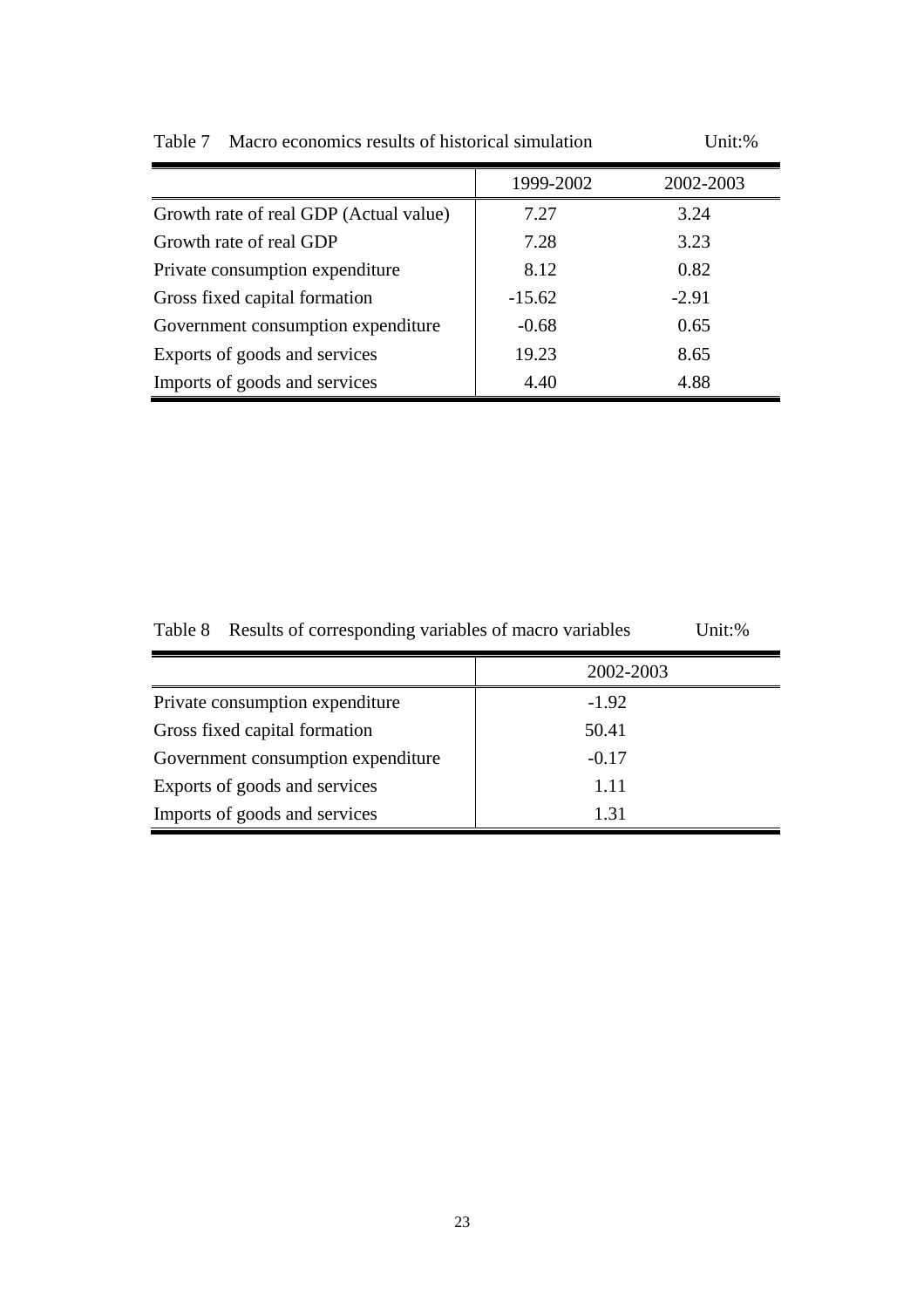Table 7 Macro economics results of historical simulation Unit:%

| | 1999-2002 | 2002-2003 |
|---|---|---|
| Growth rate of real GDP (Actual value) | 7.27 | 3.24 |
| Growth rate of real GDP | 7.28 | 3.23 |
| Private consumption expenditure | 8.12 | 0.82 |
| Gross fixed capital formation | -15.62 | -2.91 |
| Government consumption expenditure | -0.68 | 0.65 |
| Exports of goods and services | 19.23 | 8.65 |
| Imports of goods and services | 4.40 | 4.88 |

Table 8 Results of corresponding variables of macro variables Unit:%

| | 2002-2003 |
|---|---|
| Private consumption expenditure | -1.92 |
| Gross fixed capital formation | 50.41 |
| Government consumption expenditure | -0.17 |
| Exports of goods and services | 1.11 |
| Imports of goods and services | 1.31 |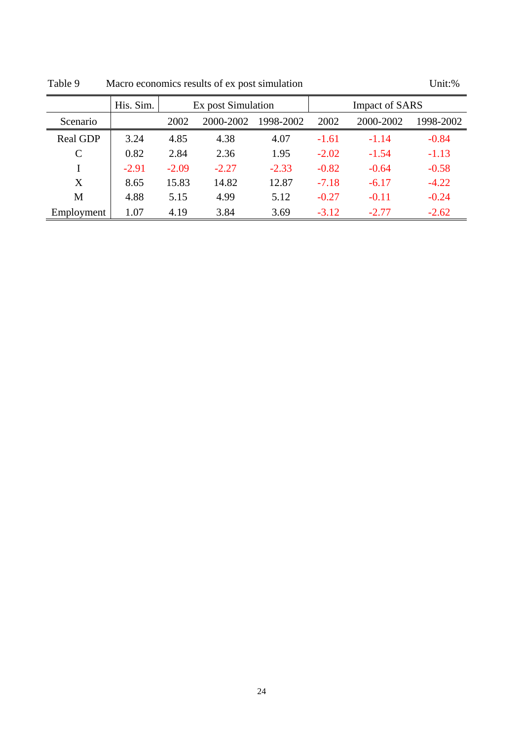Table 9 Macro economics results of ex post simulation Unit:%

| | His. Sim. | Ex post Simulation | | | Impact of SARS | | |
|---|---|---|---|---|---|---|---|
| Scenario | | 2002 | 2000-2002 | 1998-2002 | 2002 | 2000-2002 | 1998-2002 |
| Real GDP | 3.24 | 4.85 | 4.38 | 4.07 | -1.61 | -1.14 | -0.84 |
| C | 0.82 | 2.84 | 2.36 | 1.95 | -2.02 | -1.54 | -1.13 |
| I | -2.91 | -2.09 | -2.27 | -2.33 | -0.82 | -0.64 | -0.58 |
| X | 8.65 | 15.83 | 14.82 | 12.87 | -7.18 | -6.17 | -4.22 |
| M | 4.88 | 5.15 | 4.99 | 5.12 | -0.27 | -0.11 | -0.24 |
| Employment | 1.07 | 4.19 | 3.84 | 3.69 | -3.12 | -2.77 | -2.62 |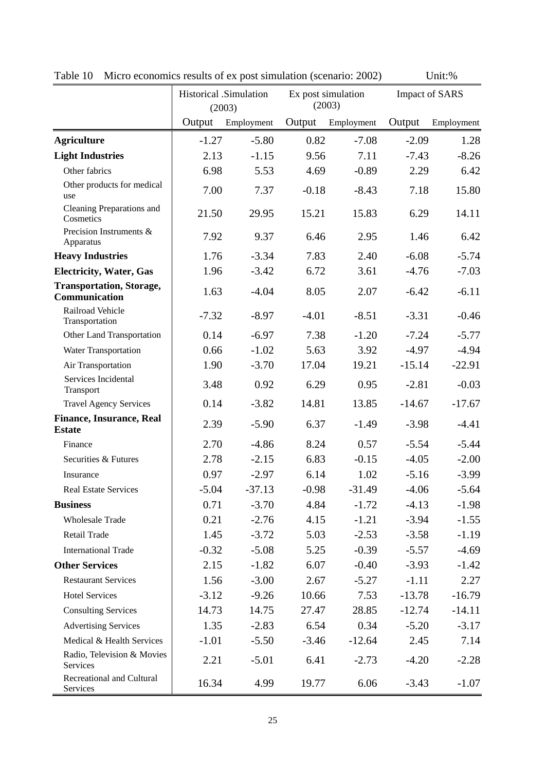Table 10 Micro economics results of ex post simulation (scenario: 2002) Unit:%

| | Historical .Simulation (2003) | | Ex post simulation (2003) | | Impact of SARS | |
|---|---|---|---|---|---|---|
| | Output | Employment | Output | Employment | Output | Employment |
| **Agriculture** | -1.27 | -5.80 | 0.82 | -7.08 | -2.09 | 1.28 |
| **Light Industries** | 2.13 | -1.15 | 9.56 | 7.11 | -7.43 | -8.26 |
| Other fabrics | 6.98 | 5.53 | 4.69 | -0.89 | 2.29 | 6.42 |
| Other products for medical use | 7.00 | 7.37 | -0.18 | -8.43 | 7.18 | 15.80 |
| Cleaning Preparations and Cosmetics | 21.50 | 29.95 | 15.21 | 15.83 | 6.29 | 14.11 |
| Precision Instruments & Apparatus | 7.92 | 9.37 | 6.46 | 2.95 | 1.46 | 6.42 |
| **Heavy Industries** | 1.76 | -3.34 | 7.83 | 2.40 | -6.08 | -5.74 |
| **Electricity, Water, Gas** | 1.96 | -3.42 | 6.72 | 3.61 | -4.76 | -7.03 |
| **Transportation, Storage, Communication** | 1.63 | -4.04 | 8.05 | 2.07 | -6.42 | -6.11 |
| Railroad Vehicle Transportation | -7.32 | -8.97 | -4.01 | -8.51 | -3.31 | -0.46 |
| Other Land Transportation | 0.14 | -6.97 | 7.38 | -1.20 | -7.24 | -5.77 |
| Water Transportation | 0.66 | -1.02 | 5.63 | 3.92 | -4.97 | -4.94 |
| Air Transportation | 1.90 | -3.70 | 17.04 | 19.21 | -15.14 | -22.91 |
| Services Incidental Transport | 3.48 | 0.92 | 6.29 | 0.95 | -2.81 | -0.03 |
| Travel Agency Services | 0.14 | -3.82 | 14.81 | 13.85 | -14.67 | -17.67 |
| **Finance, Insurance, Real Estate** | 2.39 | -5.90 | 6.37 | -1.49 | -3.98 | -4.41 |
| Finance | 2.70 | -4.86 | 8.24 | 0.57 | -5.54 | -5.44 |
| Securities & Futures | 2.78 | -2.15 | 6.83 | -0.15 | -4.05 | -2.00 |
| Insurance | 0.97 | -2.97 | 6.14 | 1.02 | -5.16 | -3.99 |
| Real Estate Services | -5.04 | -37.13 | -0.98 | -31.49 | -4.06 | -5.64 |
| **Business** | 0.71 | -3.70 | 4.84 | -1.72 | -4.13 | -1.98 |
| Wholesale Trade | 0.21 | -2.76 | 4.15 | -1.21 | -3.94 | -1.55 |
| Retail Trade | 1.45 | -3.72 | 5.03 | -2.53 | -3.58 | -1.19 |
| International Trade | -0.32 | -5.08 | 5.25 | -0.39 | -5.57 | -4.69 |
| **Other Services** | 2.15 | -1.82 | 6.07 | -0.40 | -3.93 | -1.42 |
| Restaurant Services | 1.56 | -3.00 | 2.67 | -5.27 | -1.11 | 2.27 |
| Hotel Services | -3.12 | -9.26 | 10.66 | 7.53 | -13.78 | -16.79 |
| Consulting Services | 14.73 | 14.75 | 27.47 | 28.85 | -12.74 | -14.11 |
| Advertising Services | 1.35 | -2.83 | 6.54 | 0.34 | -5.20 | -3.17 |
| Medical & Health Services | -1.01 | -5.50 | -3.46 | -12.64 | 2.45 | 7.14 |
| Radio, Television & Movies Services | 2.21 | -5.01 | 6.41 | -2.73 | -4.20 | -2.28 |
| Recreational and Cultural Services | 16.34 | 4.99 | 19.77 | 6.06 | -3.43 | -1.07 |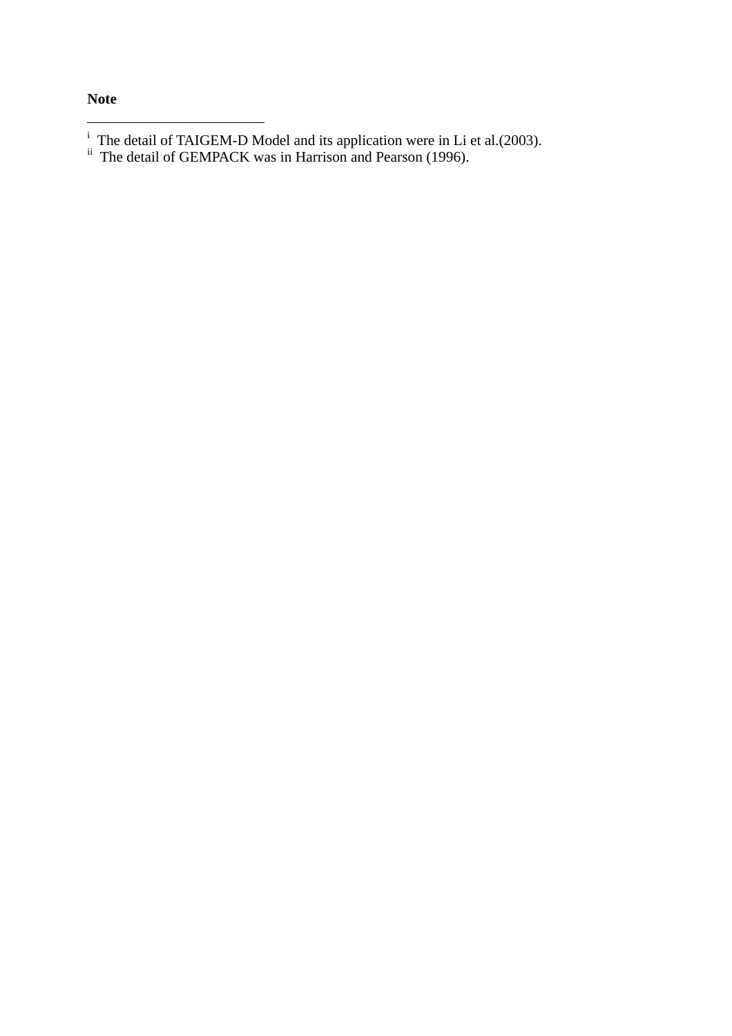**Note**

---

[i] The detail of TAIGEM-D Model and its application were in Li et al.(2003).

[ii] The detail of GEMPACK was in Harrison and Pearson (1996).